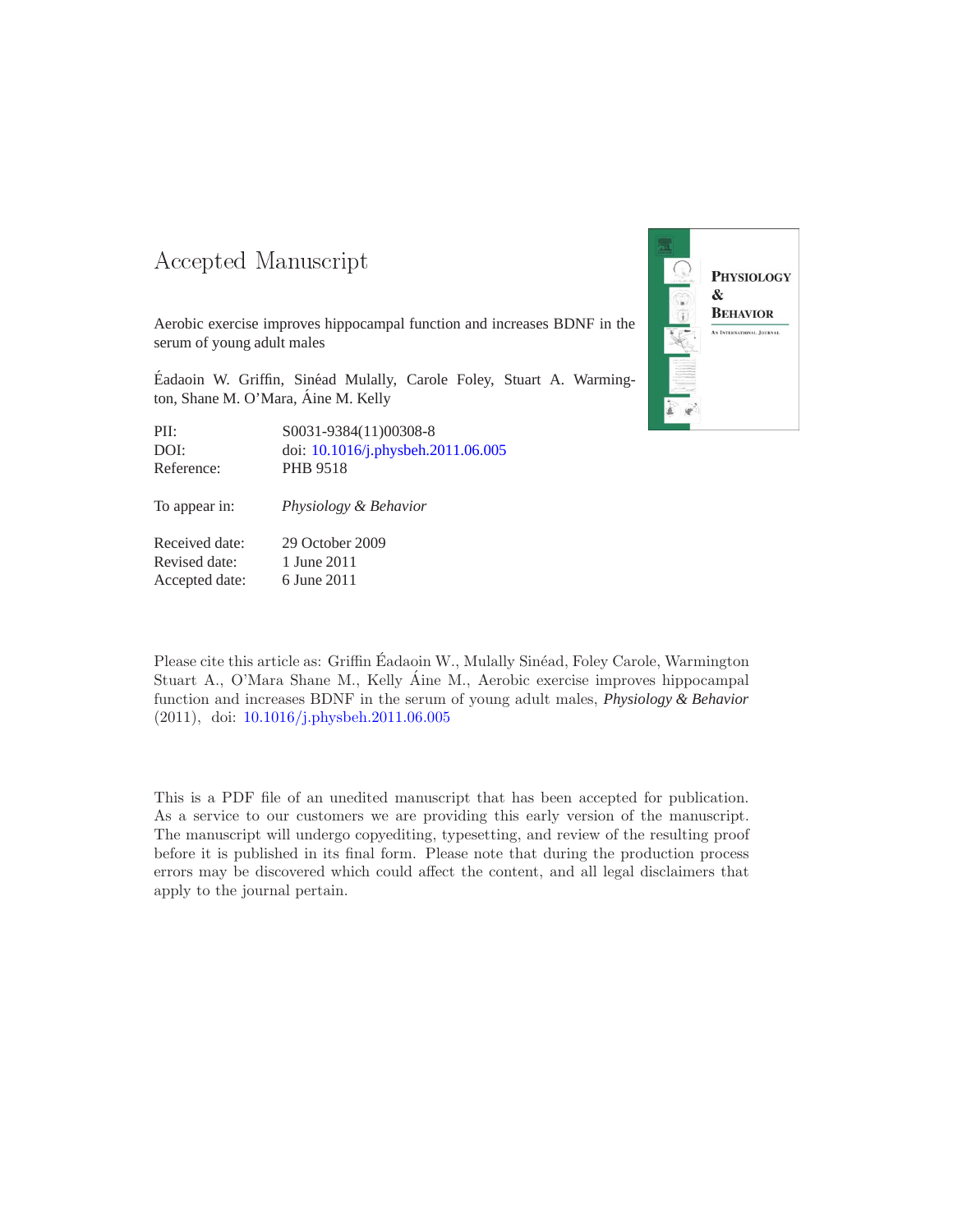# Accepted Manuscript

Aerobic exercise improves hippocampal function and increases BDNF in the serum of young adult males

Éadaoin W. Griffin, Sinéad Mulally, Carole Foley, Stuart A. Warmington, Shane M. O'Mara, Áine M. Kelly

| | |
|---|---|
| PII: | S0031-9384(11)00308-8 |
| DOI: | doi: 10.1016/j.physbeh.2011.06.005 |
| Reference: | PHB 9518 |

To appear in: *Physiology & Behavior*

| | |
|---|---|
| Received date: | 29 October 2009 |
| Revised date: | 1 June 2011 |
| Accepted date: | 6 June 2011 |

Please cite this article as: Griffin Éadaoin W., Mulally Sinéad, Foley Carole, Warmington Stuart A., O'Mara Shane M., Kelly Áine M., Aerobic exercise improves hippocampal function and increases BDNF in the serum of young adult males, *Physiology & Behavior* (2011), doi: 10.1016/j.physbeh.2011.06.005

This is a PDF file of an unedited manuscript that has been accepted for publication. As a service to our customers we are providing this early version of the manuscript. The manuscript will undergo copyediting, typesetting, and review of the resulting proof before it is published in its final form. Please note that during the production process errors may be discovered which could affect the content, and all legal disclaimers that apply to the journal pertain.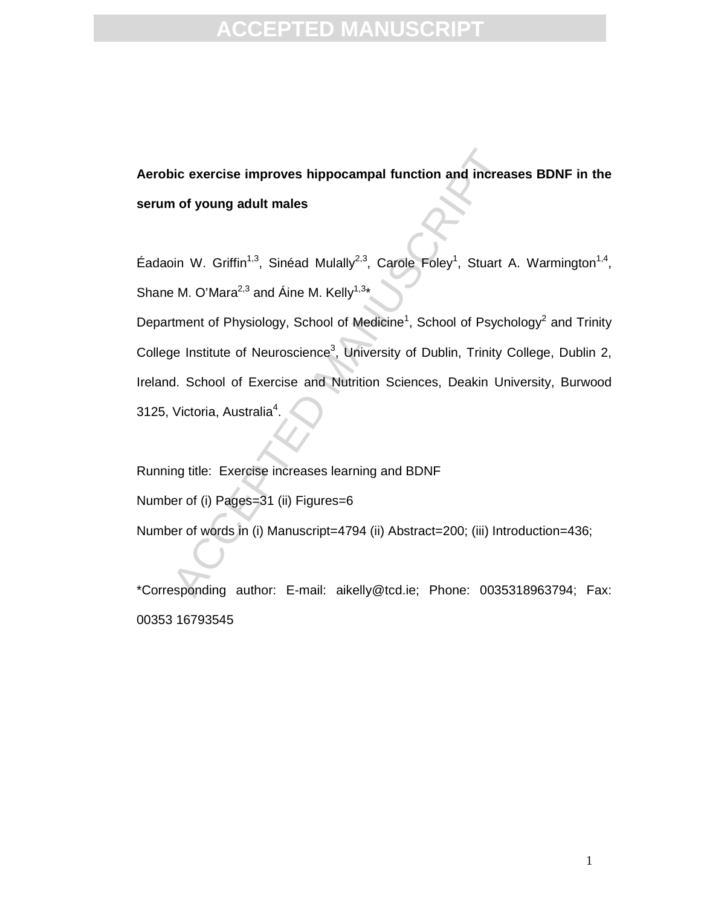**Aerobic exercise improves hippocampal function and increases BDNF in the serum of young adult males**

Éadaoin W. Griffin[1,3], Sinéad Mulally[2,3], Carole Foley[1], Stuart A. Warmington[1,4], Shane M. O'Mara[2,3] and Áine M. Kelly[1,3]*

Department of Physiology, School of Medicine[1], School of Psychology[2] and Trinity College Institute of Neuroscience[3], University of Dublin, Trinity College, Dublin 2, Ireland. School of Exercise and Nutrition Sciences, Deakin University, Burwood 3125, Victoria, Australia[4].

Running title: Exercise increases learning and BDNF

Number of (i) Pages=31 (ii) Figures=6

Number of words in (i) Manuscript=4794 (ii) Abstract=200; (iii) Introduction=436;

*Corresponding author: E-mail: aikelly@tcd.ie; Phone: 0035318963794; Fax: 00353 16793545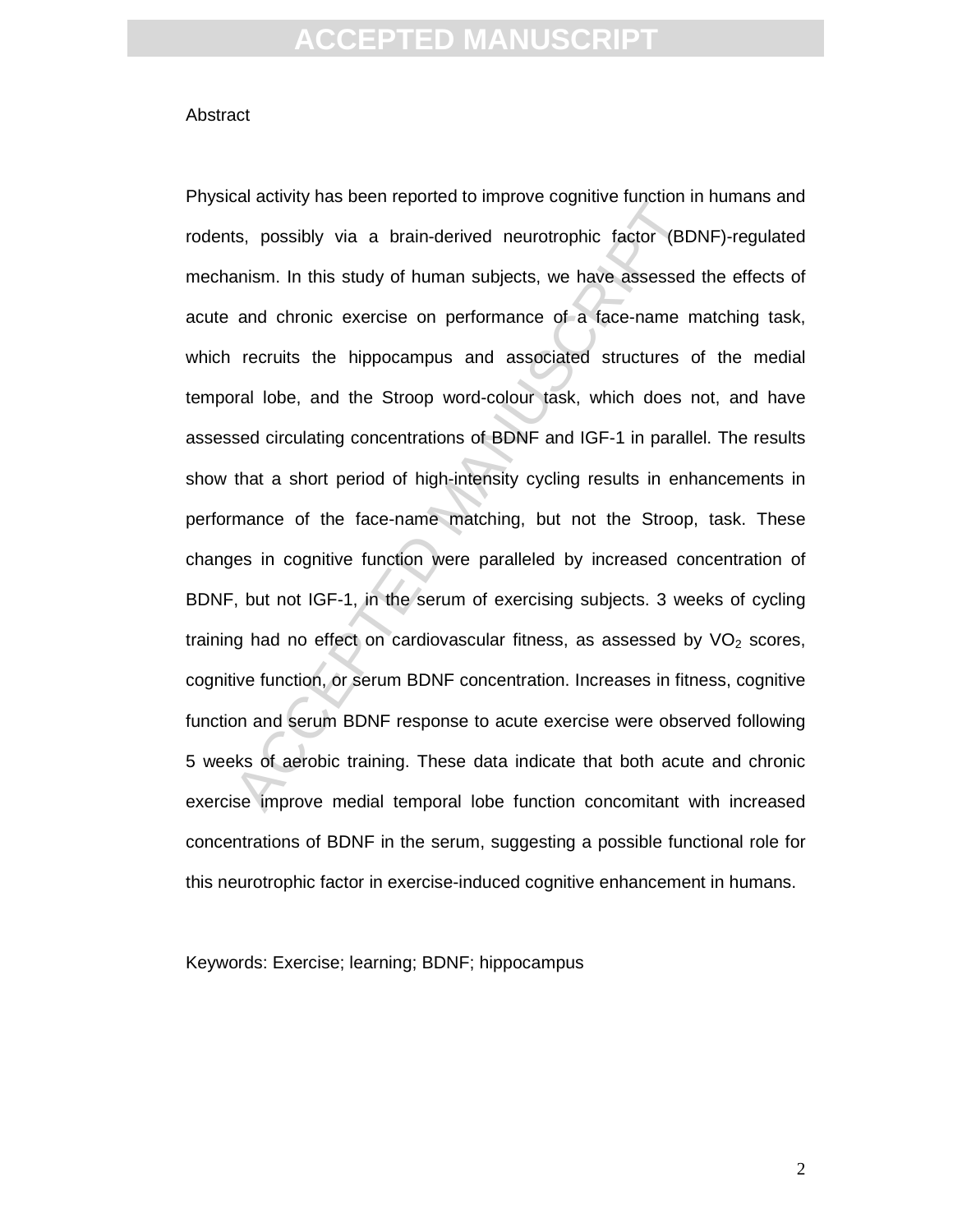Abstract

Physical activity has been reported to improve cognitive function in humans and rodents, possibly via a brain-derived neurotrophic factor (BDNF)-regulated mechanism. In this study of human subjects, we have assessed the effects of acute and chronic exercise on performance of a face-name matching task, which recruits the hippocampus and associated structures of the medial temporal lobe, and the Stroop word-colour task, which does not, and have assessed circulating concentrations of BDNF and IGF-1 in parallel. The results show that a short period of high-intensity cycling results in enhancements in performance of the face-name matching, but not the Stroop, task. These changes in cognitive function were paralleled by increased concentration of BDNF, but not IGF-1, in the serum of exercising subjects. 3 weeks of cycling training had no effect on cardiovascular fitness, as assessed by $VO_2$ scores, cognitive function, or serum BDNF concentration. Increases in fitness, cognitive function and serum BDNF response to acute exercise were observed following 5 weeks of aerobic training. These data indicate that both acute and chronic exercise improve medial temporal lobe function concomitant with increased concentrations of BDNF in the serum, suggesting a possible functional role for this neurotrophic factor in exercise-induced cognitive enhancement in humans.

Keywords: Exercise; learning; BDNF; hippocampus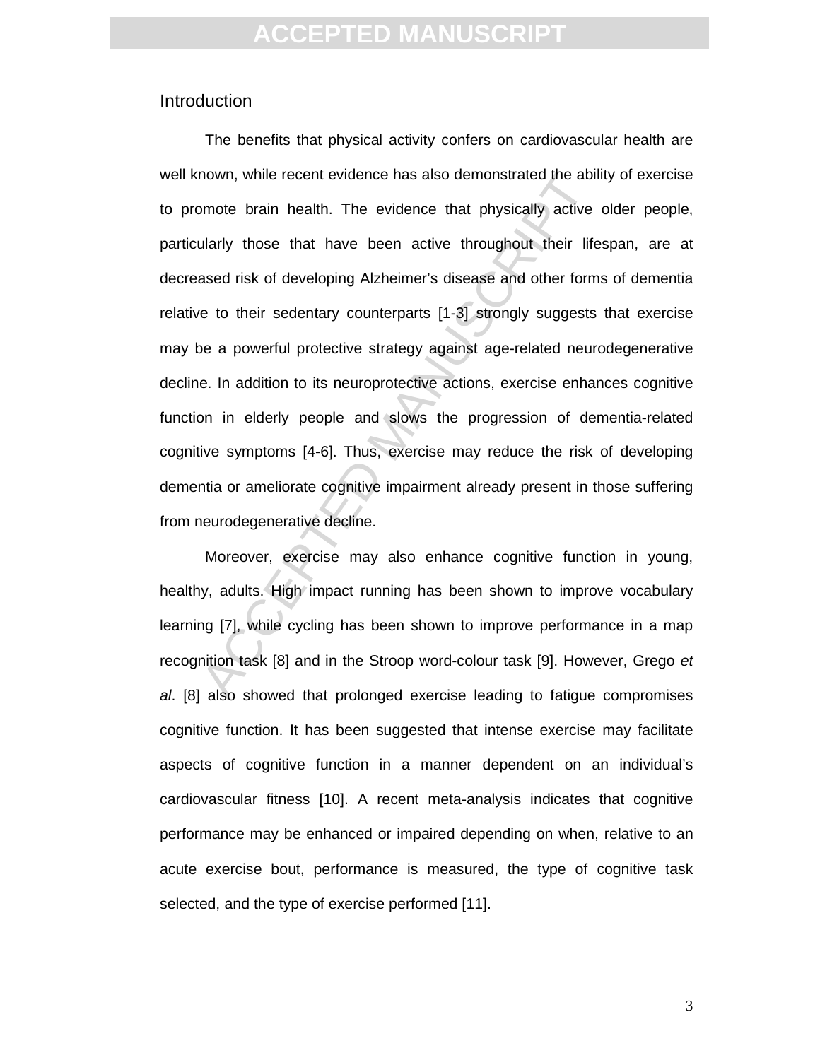## Introduction

The benefits that physical activity confers on cardiovascular health are well known, while recent evidence has also demonstrated the ability of exercise to promote brain health. The evidence that physically active older people, particularly those that have been active throughout their lifespan, are at decreased risk of developing Alzheimer's disease and other forms of dementia relative to their sedentary counterparts [1-3] strongly suggests that exercise may be a powerful protective strategy against age-related neurodegenerative decline. In addition to its neuroprotective actions, exercise enhances cognitive function in elderly people and slows the progression of dementia-related cognitive symptoms [4-6]. Thus, exercise may reduce the risk of developing dementia or ameliorate cognitive impairment already present in those suffering from neurodegenerative decline.

Moreover, exercise may also enhance cognitive function in young, healthy, adults. High impact running has been shown to improve vocabulary learning [7], while cycling has been shown to improve performance in a map recognition task [8] and in the Stroop word-colour task [9]. However, Grego *et al*. [8] also showed that prolonged exercise leading to fatigue compromises cognitive function. It has been suggested that intense exercise may facilitate aspects of cognitive function in a manner dependent on an individual's cardiovascular fitness [10]. A recent meta-analysis indicates that cognitive performance may be enhanced or impaired depending on when, relative to an acute exercise bout, performance is measured, the type of cognitive task selected, and the type of exercise performed [11].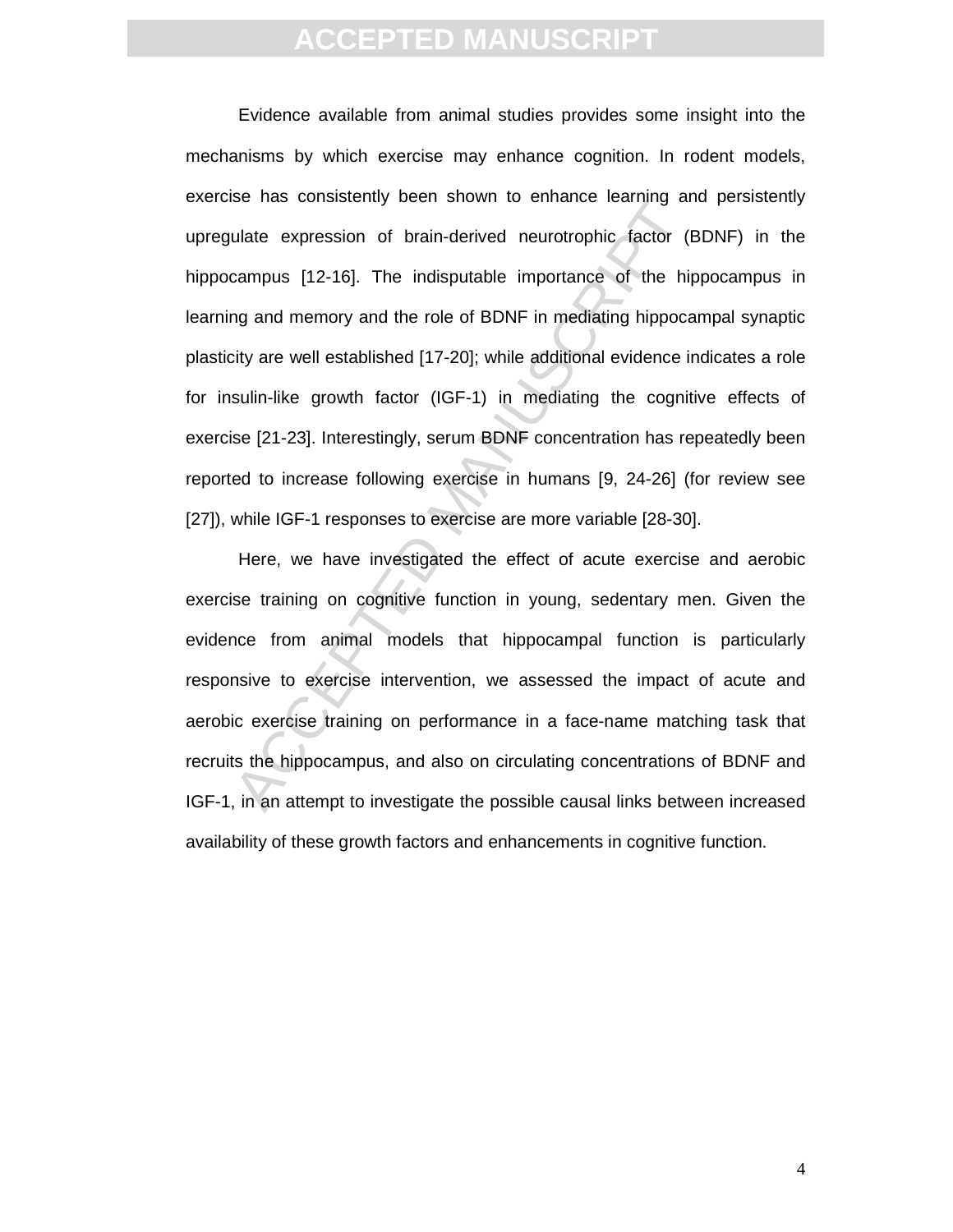Evidence available from animal studies provides some insight into the mechanisms by which exercise may enhance cognition. In rodent models, exercise has consistently been shown to enhance learning and persistently upregulate expression of brain-derived neurotrophic factor (BDNF) in the hippocampus [12-16]. The indisputable importance of the hippocampus in learning and memory and the role of BDNF in mediating hippocampal synaptic plasticity are well established [17-20]; while additional evidence indicates a role for insulin-like growth factor (IGF-1) in mediating the cognitive effects of exercise [21-23]. Interestingly, serum BDNF concentration has repeatedly been reported to increase following exercise in humans [9, 24-26] (for review see [27]), while IGF-1 responses to exercise are more variable [28-30].

Here, we have investigated the effect of acute exercise and aerobic exercise training on cognitive function in young, sedentary men. Given the evidence from animal models that hippocampal function is particularly responsive to exercise intervention, we assessed the impact of acute and aerobic exercise training on performance in a face-name matching task that recruits the hippocampus, and also on circulating concentrations of BDNF and IGF-1, in an attempt to investigate the possible causal links between increased availability of these growth factors and enhancements in cognitive function.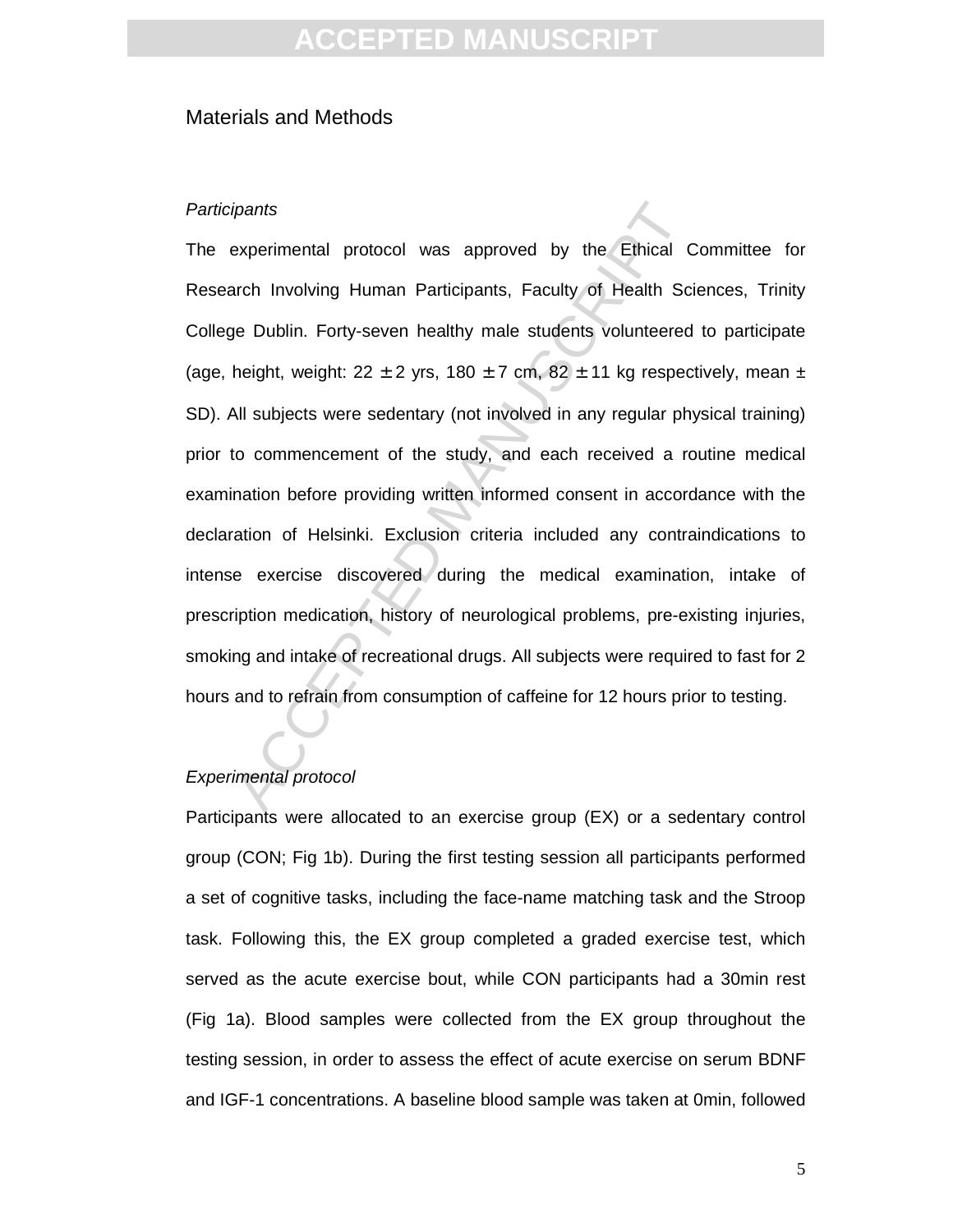## Materials and Methods

*Participants*

The experimental protocol was approved by the Ethical Committee for Research Involving Human Participants, Faculty of Health Sciences, Trinity College Dublin. Forty-seven healthy male students volunteered to participate (age, height, weight: 22 ± 2 yrs, 180 ± 7 cm, 82 ± 11 kg respectively, mean ± SD). All subjects were sedentary (not involved in any regular physical training) prior to commencement of the study, and each received a routine medical examination before providing written informed consent in accordance with the declaration of Helsinki. Exclusion criteria included any contraindications to intense exercise discovered during the medical examination, intake of prescription medication, history of neurological problems, pre-existing injuries, smoking and intake of recreational drugs. All subjects were required to fast for 2 hours and to refrain from consumption of caffeine for 12 hours prior to testing.

*Experimental protocol*

Participants were allocated to an exercise group (EX) or a sedentary control group (CON; Fig 1b). During the first testing session all participants performed a set of cognitive tasks, including the face-name matching task and the Stroop task. Following this, the EX group completed a graded exercise test, which served as the acute exercise bout, while CON participants had a 30min rest (Fig 1a). Blood samples were collected from the EX group throughout the testing session, in order to assess the effect of acute exercise on serum BDNF and IGF-1 concentrations. A baseline blood sample was taken at 0min, followed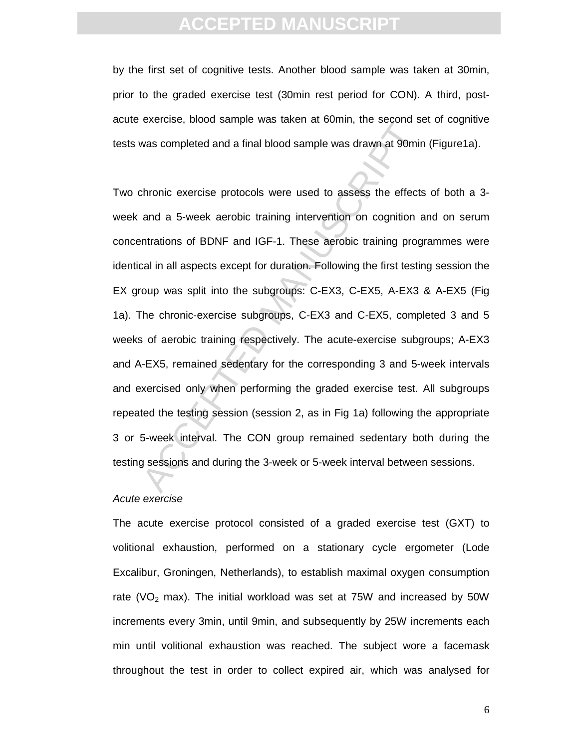by the first set of cognitive tests. Another blood sample was taken at 30min, prior to the graded exercise test (30min rest period for CON). A third, post-acute exercise, blood sample was taken at 60min, the second set of cognitive tests was completed and a final blood sample was drawn at 90min (Figure1a).

Two chronic exercise protocols were used to assess the effects of both a 3-week and a 5-week aerobic training intervention on cognition and on serum concentrations of BDNF and IGF-1. These aerobic training programmes were identical in all aspects except for duration. Following the first testing session the EX group was split into the subgroups: C-EX3, C-EX5, A-EX3 & A-EX5 (Fig 1a). The chronic-exercise subgroups, C-EX3 and C-EX5, completed 3 and 5 weeks of aerobic training respectively. The acute-exercise subgroups; A-EX3 and A-EX5, remained sedentary for the corresponding 3 and 5-week intervals and exercised only when performing the graded exercise test. All subgroups repeated the testing session (session 2, as in Fig 1a) following the appropriate 3 or 5-week interval. The CON group remained sedentary both during the testing sessions and during the 3-week or 5-week interval between sessions.

*Acute exercise*

The acute exercise protocol consisted of a graded exercise test (GXT) to volitional exhaustion, performed on a stationary cycle ergometer (Lode Excalibur, Groningen, Netherlands), to establish maximal oxygen consumption rate ($VO_2$ max). The initial workload was set at 75W and increased by 50W increments every 3min, until 9min, and subsequently by 25W increments each min until volitional exhaustion was reached. The subject wore a facemask throughout the test in order to collect expired air, which was analysed for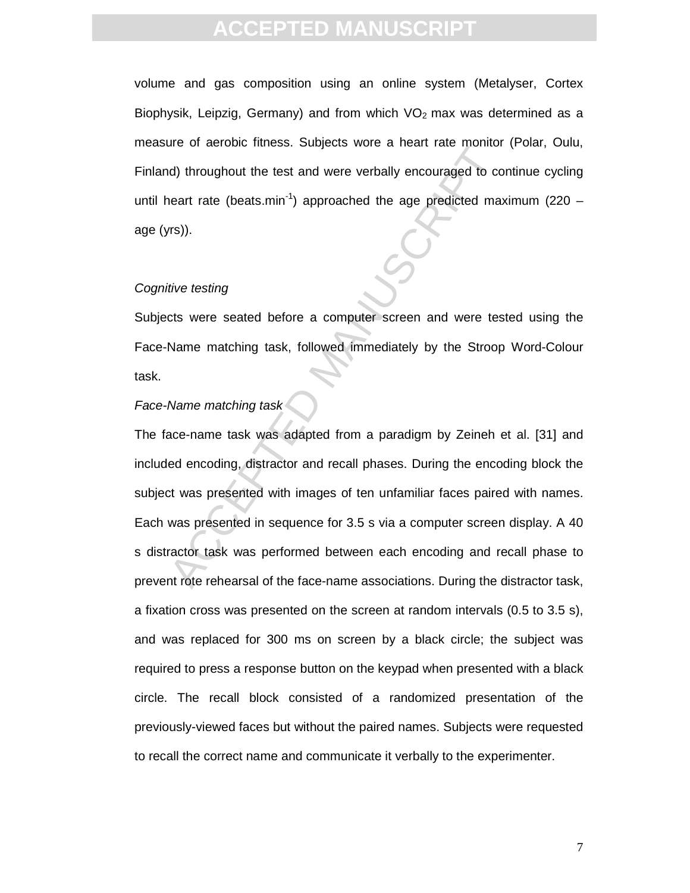volume and gas composition using an online system (Metalyser, Cortex Biophysik, Leipzig, Germany) and from which $VO_2$ max was determined as a measure of aerobic fitness. Subjects wore a heart rate monitor (Polar, Oulu, Finland) throughout the test and were verbally encouraged to continue cycling until heart rate (beats.min$^{-1}$) approached the age predicted maximum (220 – age (yrs)).

*Cognitive testing*

Subjects were seated before a computer screen and were tested using the Face-Name matching task, followed immediately by the Stroop Word-Colour task.

*Face-Name matching task*

The face-name task was adapted from a paradigm by Zeineh et al. [31] and included encoding, distractor and recall phases. During the encoding block the subject was presented with images of ten unfamiliar faces paired with names. Each was presented in sequence for 3.5 s via a computer screen display. A 40 s distractor task was performed between each encoding and recall phase to prevent rote rehearsal of the face-name associations. During the distractor task, a fixation cross was presented on the screen at random intervals (0.5 to 3.5 s), and was replaced for 300 ms on screen by a black circle; the subject was required to press a response button on the keypad when presented with a black circle. The recall block consisted of a randomized presentation of the previously-viewed faces but without the paired names. Subjects were requested to recall the correct name and communicate it verbally to the experimenter.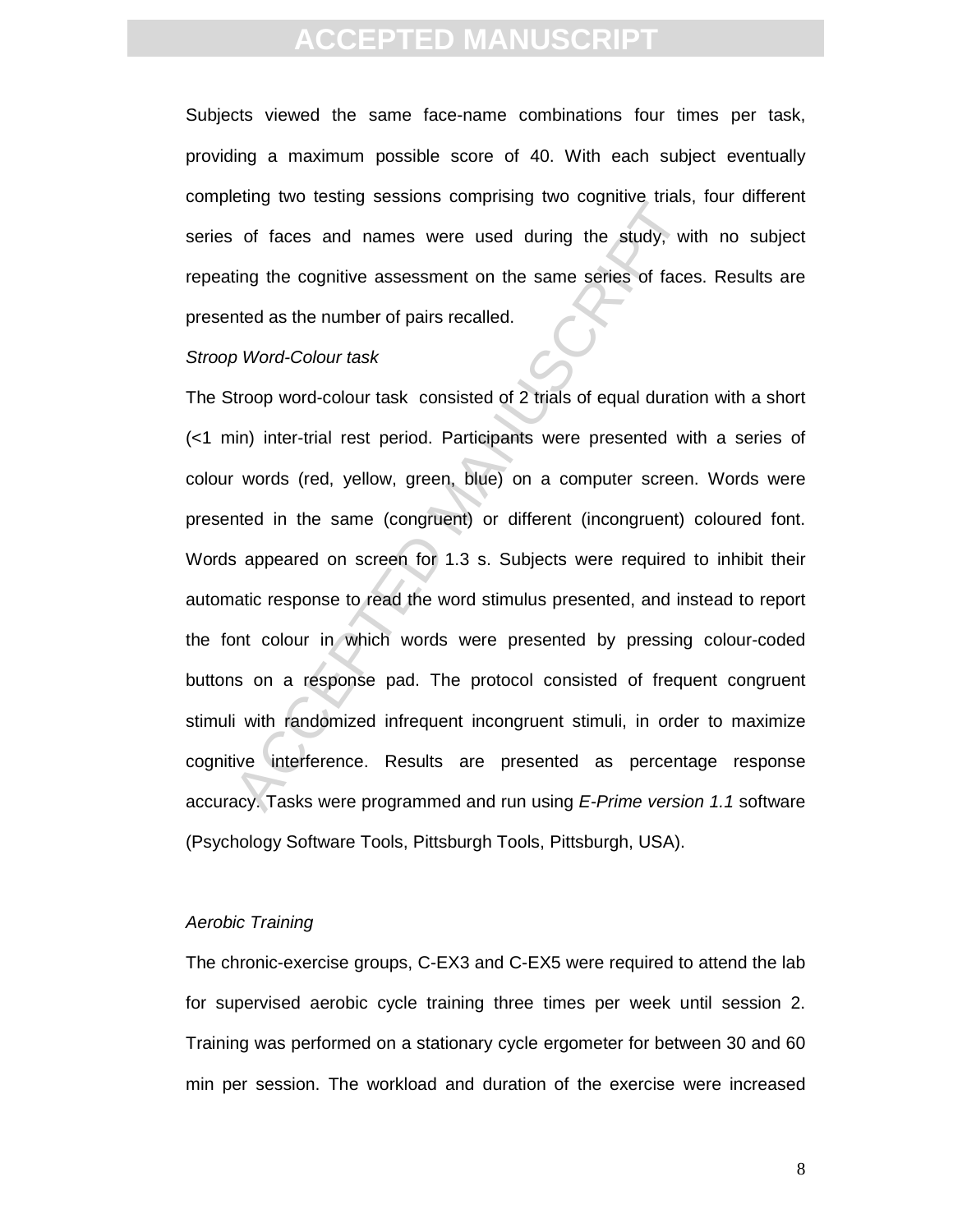Subjects viewed the same face-name combinations four times per task, providing a maximum possible score of 40. With each subject eventually completing two testing sessions comprising two cognitive trials, four different series of faces and names were used during the study, with no subject repeating the cognitive assessment on the same series of faces. Results are presented as the number of pairs recalled.

*Stroop Word-Colour task*

The Stroop word-colour task consisted of 2 trials of equal duration with a short (<1 min) inter-trial rest period. Participants were presented with a series of colour words (red, yellow, green, blue) on a computer screen. Words were presented in the same (congruent) or different (incongruent) coloured font. Words appeared on screen for 1.3 s. Subjects were required to inhibit their automatic response to read the word stimulus presented, and instead to report the font colour in which words were presented by pressing colour-coded buttons on a response pad. The protocol consisted of frequent congruent stimuli with randomized infrequent incongruent stimuli, in order to maximize cognitive interference. Results are presented as percentage response accuracy. Tasks were programmed and run using *E-Prime version 1.1* software (Psychology Software Tools, Pittsburgh Tools, Pittsburgh, USA).

*Aerobic Training*

The chronic-exercise groups, C-EX3 and C-EX5 were required to attend the lab for supervised aerobic cycle training three times per week until session 2. Training was performed on a stationary cycle ergometer for between 30 and 60 min per session. The workload and duration of the exercise were increased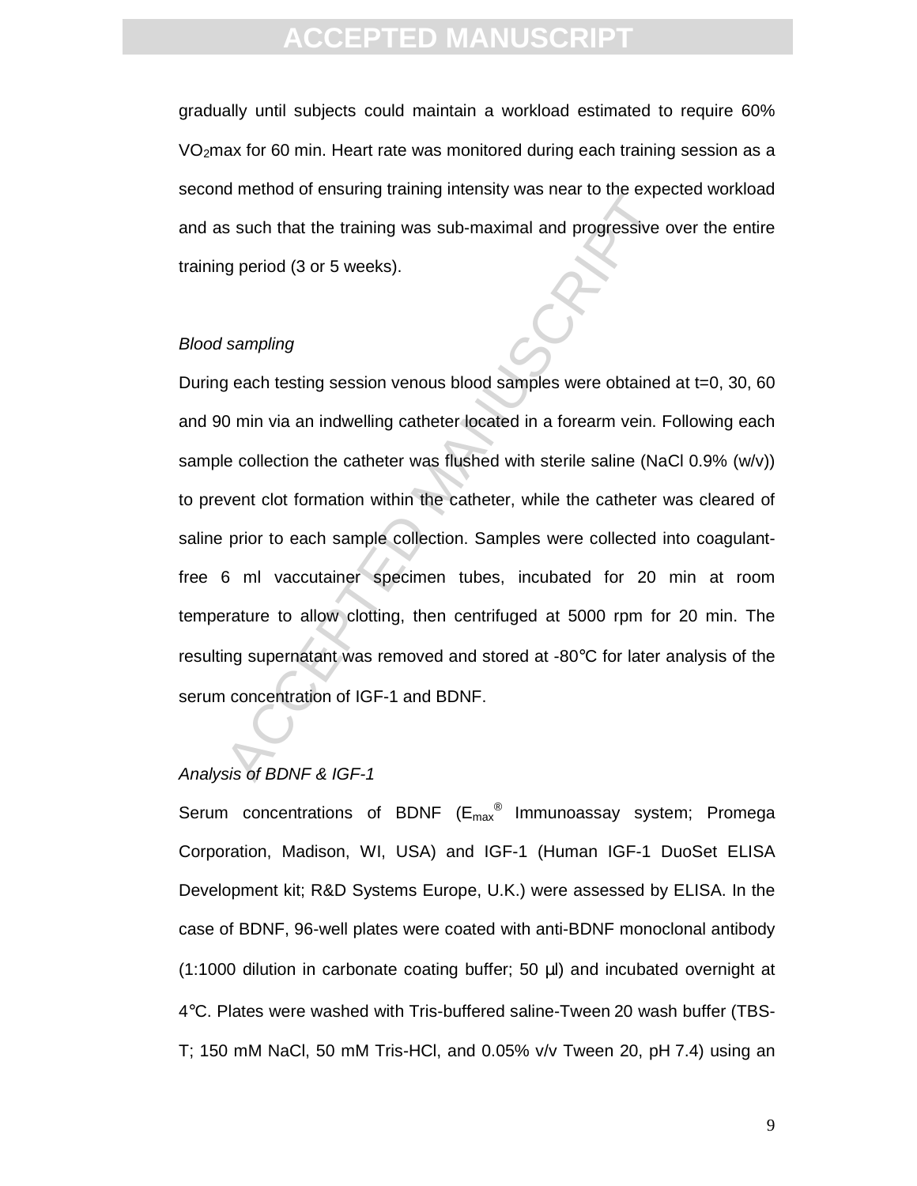gradually until subjects could maintain a workload estimated to require 60% $VO_2$max for 60 min. Heart rate was monitored during each training session as a second method of ensuring training intensity was near to the expected workload and as such that the training was sub-maximal and progressive over the entire training period (3 or 5 weeks).

*Blood sampling*

During each testing session venous blood samples were obtained at t=0, 30, 60 and 90 min via an indwelling catheter located in a forearm vein. Following each sample collection the catheter was flushed with sterile saline (NaCl 0.9% (w/v)) to prevent clot formation within the catheter, while the catheter was cleared of saline prior to each sample collection. Samples were collected into coagulant-free 6 ml vaccutainer specimen tubes, incubated for 20 min at room temperature to allow clotting, then centrifuged at 5000 rpm for 20 min. The resulting supernatant was removed and stored at -80°C for later analysis of the serum concentration of IGF-1 and BDNF.

*Analysis of BDNF & IGF-1*

Serum concentrations of BDNF ($E_{max}$® Immunoassay system; Promega Corporation, Madison, WI, USA) and IGF-1 (Human IGF-1 DuoSet ELISA Development kit; R&D Systems Europe, U.K.) were assessed by ELISA. In the case of BDNF, 96-well plates were coated with anti-BDNF monoclonal antibody (1:1000 dilution in carbonate coating buffer; 50 µl) and incubated overnight at 4°C. Plates were washed with Tris-buffered saline-Tween 20 wash buffer (TBS-T; 150 mM NaCl, 50 mM Tris-HCl, and 0.05% v/v Tween 20, pH 7.4) using an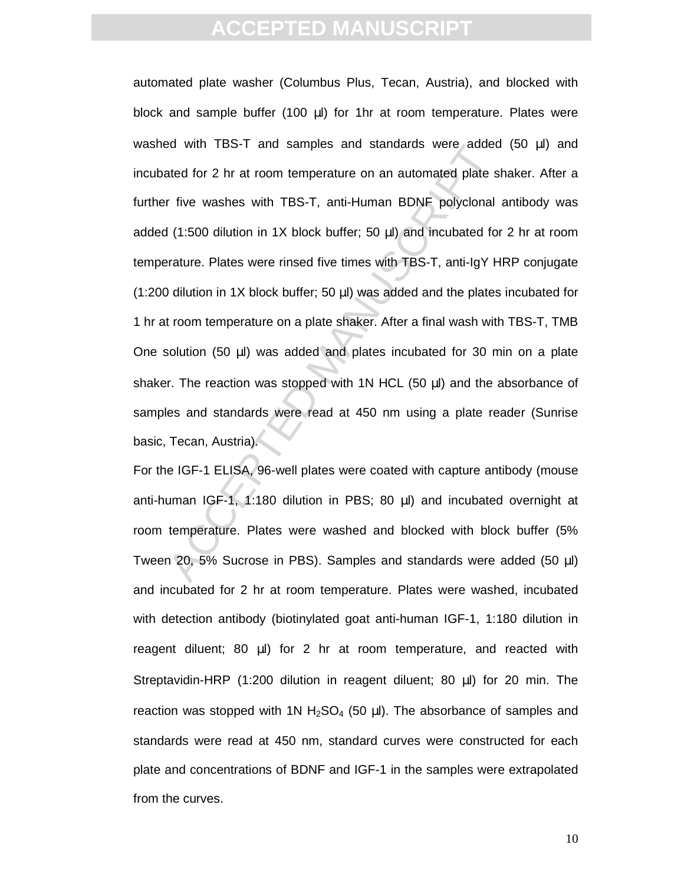automated plate washer (Columbus Plus, Tecan, Austria), and blocked with block and sample buffer (100 µl) for 1hr at room temperature. Plates were washed with TBS-T and samples and standards were added (50 µl) and incubated for 2 hr at room temperature on an automated plate shaker. After a further five washes with TBS-T, anti-Human BDNF polyclonal antibody was added (1:500 dilution in 1X block buffer; 50 µl) and incubated for 2 hr at room temperature. Plates were rinsed five times with TBS-T, anti-IgY HRP conjugate (1:200 dilution in 1X block buffer; 50 µl) was added and the plates incubated for 1 hr at room temperature on a plate shaker. After a final wash with TBS-T, TMB One solution (50 µl) was added and plates incubated for 30 min on a plate shaker. The reaction was stopped with 1N HCL (50 µl) and the absorbance of samples and standards were read at 450 nm using a plate reader (Sunrise basic, Tecan, Austria).

For the IGF-1 ELISA, 96-well plates were coated with capture antibody (mouse anti-human IGF-1, 1:180 dilution in PBS; 80 µl) and incubated overnight at room temperature. Plates were washed and blocked with block buffer (5% Tween 20, 5% Sucrose in PBS). Samples and standards were added (50 µl) and incubated for 2 hr at room temperature. Plates were washed, incubated with detection antibody (biotinylated goat anti-human IGF-1, 1:180 dilution in reagent diluent; 80 µl) for 2 hr at room temperature, and reacted with Streptavidin-HRP (1:200 dilution in reagent diluent; 80 µl) for 20 min. The reaction was stopped with 1N $H_2SO_4$ (50 µl). The absorbance of samples and standards were read at 450 nm, standard curves were constructed for each plate and concentrations of BDNF and IGF-1 in the samples were extrapolated from the curves.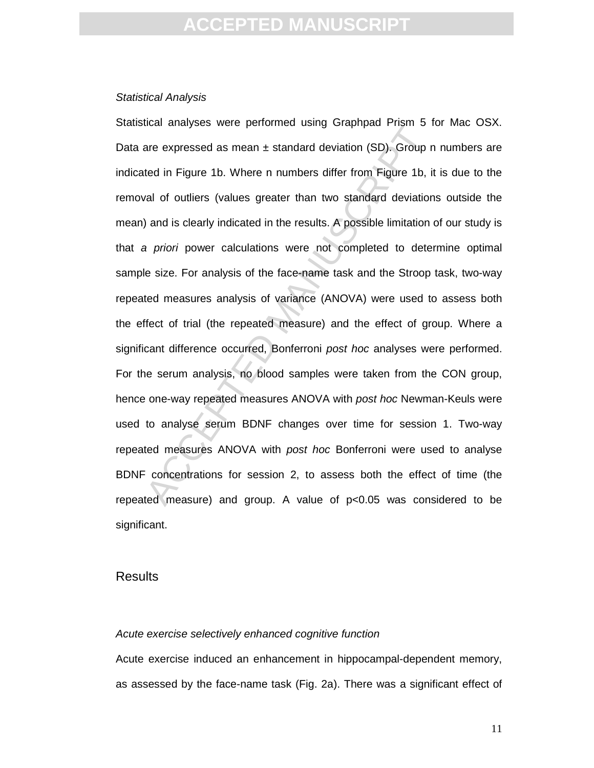*Statistical Analysis*

Statistical analyses were performed using Graphpad Prism 5 for Mac OSX. Data are expressed as mean ± standard deviation (SD). Group n numbers are indicated in Figure 1b. Where n numbers differ from Figure 1b, it is due to the removal of outliers (values greater than two standard deviations outside the mean) and is clearly indicated in the results. A possible limitation of our study is that *a priori* power calculations were not completed to determine optimal sample size. For analysis of the face-name task and the Stroop task, two-way repeated measures analysis of variance (ANOVA) were used to assess both the effect of trial (the repeated measure) and the effect of group. Where a significant difference occurred, Bonferroni *post hoc* analyses were performed. For the serum analysis, no blood samples were taken from the CON group, hence one-way repeated measures ANOVA with *post hoc* Newman-Keuls were used to analyse serum BDNF changes over time for session 1. Two-way repeated measures ANOVA with *post hoc* Bonferroni were used to analyse BDNF concentrations for session 2, to assess both the effect of time (the repeated measure) and group. A value of $p<0.05$ was considered to be significant.

## Results

*Acute exercise selectively enhanced cognitive function*

Acute exercise induced an enhancement in hippocampal-dependent memory, as assessed by the face-name task (Fig. 2a). There was a significant effect of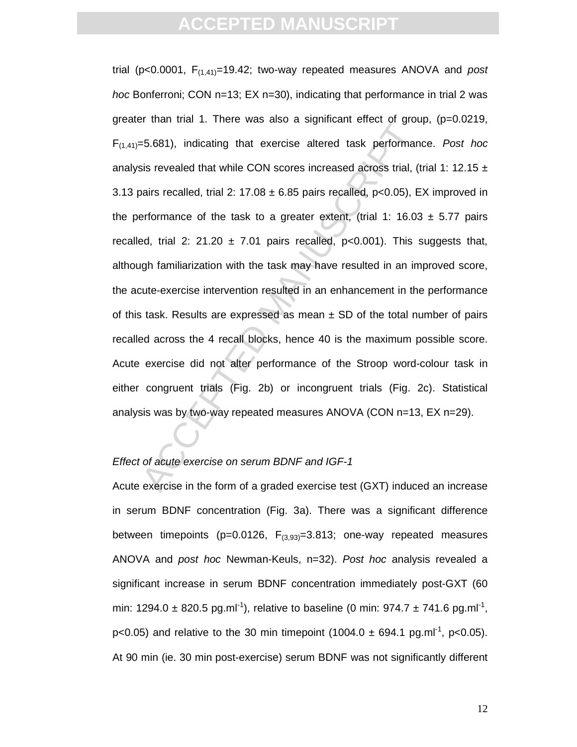trial ($p<0.0001$, $F_{(1,41)}=19.42$; two-way repeated measures ANOVA and *post hoc* Bonferroni; CON n=13; EX n=30), indicating that performance in trial 2 was greater than trial 1. There was also a significant effect of group, ($p=0.0219$, $F_{(1,41)}=5.681$), indicating that exercise altered task performance. *Post hoc* analysis revealed that while CON scores increased across trial, (trial 1: 12.15 ± 3.13 pairs recalled, trial 2: 17.08 ± 6.85 pairs recalled, $p<0.05$), EX improved in the performance of the task to a greater extent, (trial 1: 16.03 ± 5.77 pairs recalled, trial 2: 21.20 ± 7.01 pairs recalled, $p<0.001$). This suggests that, although familiarization with the task may have resulted in an improved score, the acute-exercise intervention resulted in an enhancement in the performance of this task. Results are expressed as mean ± SD of the total number of pairs recalled across the 4 recall blocks, hence 40 is the maximum possible score. Acute exercise did not alter performance of the Stroop word-colour task in either congruent trials (Fig. 2b) or incongruent trials (Fig. 2c). Statistical analysis was by two-way repeated measures ANOVA (CON n=13, EX n=29).

*Effect of acute exercise on serum BDNF and IGF-1*

Acute exercise in the form of a graded exercise test (GXT) induced an increase in serum BDNF concentration (Fig. 3a). There was a significant difference between timepoints ($p=0.0126$, $F_{(3,93)}=3.813$; one-way repeated measures ANOVA and *post hoc* Newman-Keuls, n=32). *Post hoc* analysis revealed a significant increase in serum BDNF concentration immediately post-GXT (60 min: 1294.0 ± 820.5 pg.ml$^{-1}$), relative to baseline (0 min: 974.7 ± 741.6 pg.ml$^{-1}$, $p<0.05$) and relative to the 30 min timepoint (1004.0 ± 694.1 pg.ml$^{-1}$, $p<0.05$). At 90 min (ie. 30 min post-exercise) serum BDNF was not significantly different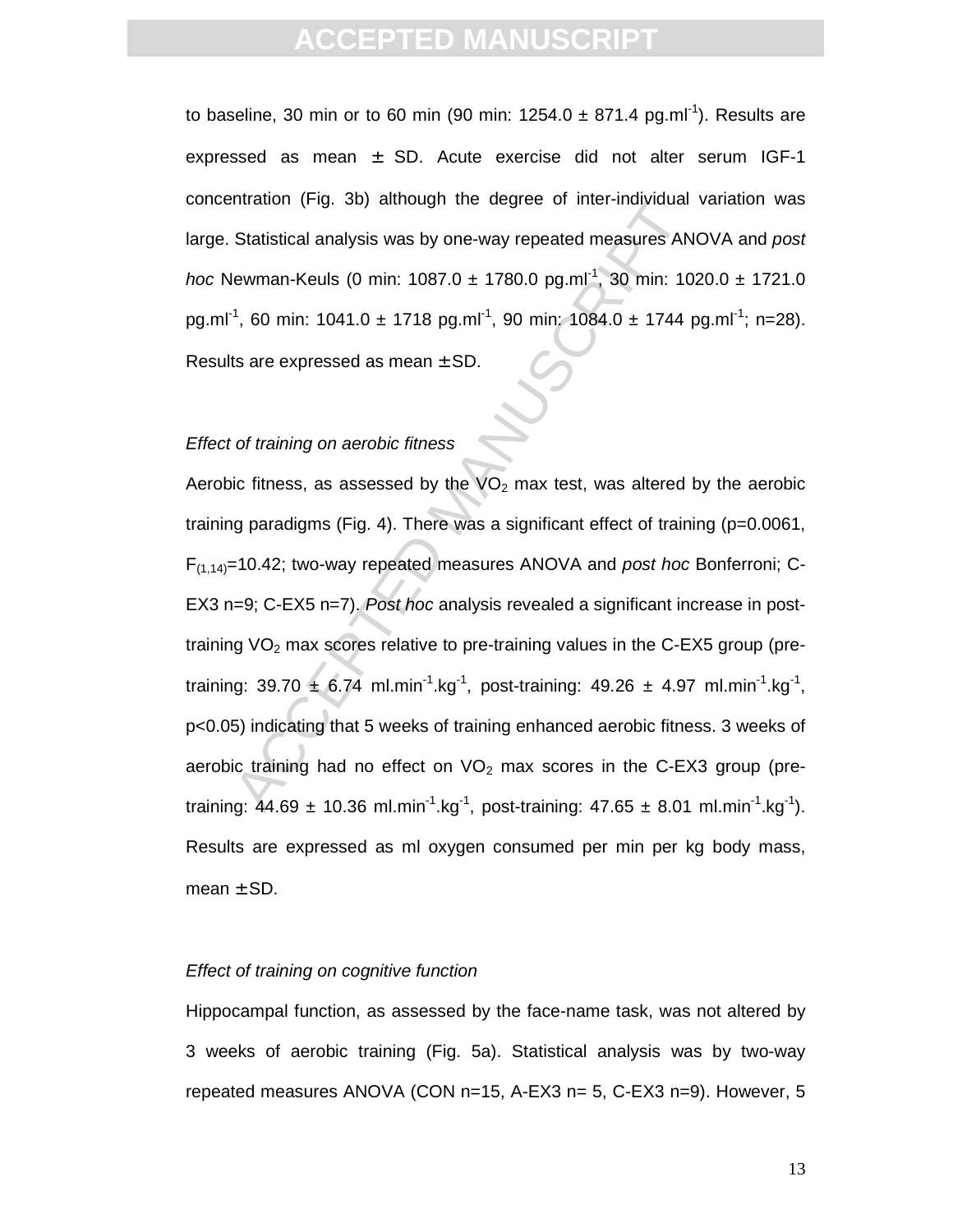to baseline, 30 min or to 60 min (90 min: 1254.0 ± 871.4 pg.ml$^{-1}$). Results are expressed as mean ± SD. Acute exercise did not alter serum IGF-1 concentration (Fig. 3b) although the degree of inter-individual variation was large. Statistical analysis was by one-way repeated measures ANOVA and *post hoc* Newman-Keuls (0 min: 1087.0 ± 1780.0 pg.ml$^{-1}$, 30 min: 1020.0 ± 1721.0 pg.ml$^{-1}$, 60 min: 1041.0 ± 1718 pg.ml$^{-1}$, 90 min: 1084.0 ± 1744 pg.ml$^{-1}$; n=28). Results are expressed as mean ± SD.

*Effect of training on aerobic fitness*

Aerobic fitness, as assessed by the $VO_2$ max test, was altered by the aerobic training paradigms (Fig. 4). There was a significant effect of training ($p=0.0061$, $F_{(1,14)}=10.42$; two-way repeated measures ANOVA and *post hoc* Bonferroni; C-EX3 n=9; C-EX5 n=7). *Post hoc* analysis revealed a significant increase in post-training $VO_2$ max scores relative to pre-training values in the C-EX5 group (pre-training: 39.70 ± 6.74 ml.min$^{-1}$.kg$^{-1}$, post-training: 49.26 ± 4.97 ml.min$^{-1}$.kg$^{-1}$, $p<0.05$) indicating that 5 weeks of training enhanced aerobic fitness. 3 weeks of aerobic training had no effect on $VO_2$ max scores in the C-EX3 group (pre-training: 44.69 ± 10.36 ml.min$^{-1}$.kg$^{-1}$, post-training: 47.65 ± 8.01 ml.min$^{-1}$.kg$^{-1}$). Results are expressed as ml oxygen consumed per min per kg body mass, mean ± SD.

*Effect of training on cognitive function*

Hippocampal function, as assessed by the face-name task, was not altered by 3 weeks of aerobic training (Fig. 5a). Statistical analysis was by two-way repeated measures ANOVA (CON n=15, A-EX3 n= 5, C-EX3 n=9). However, 5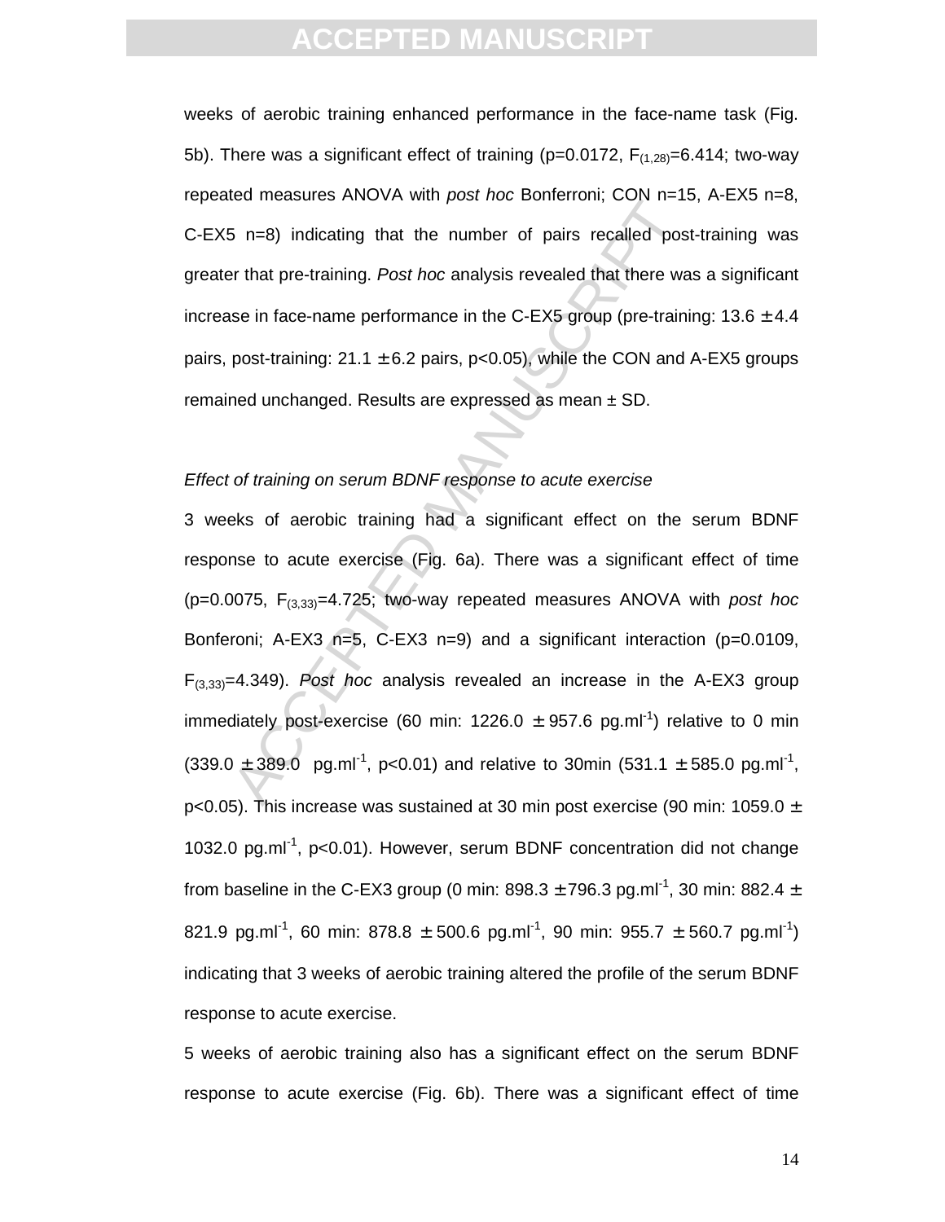weeks of aerobic training enhanced performance in the face-name task (Fig. 5b). There was a significant effect of training ($p=0.0172$, $F_{(1,28)}=6.414$; two-way repeated measures ANOVA with *post hoc* Bonferroni; CON n=15, A-EX5 n=8, C-EX5 n=8) indicating that the number of pairs recalled post-training was greater that pre-training. *Post hoc* analysis revealed that there was a significant increase in face-name performance in the C-EX5 group (pre-training: 13.6 ± 4.4 pairs, post-training: 21.1 ± 6.2 pairs, $p<0.05$), while the CON and A-EX5 groups remained unchanged. Results are expressed as mean ± SD.

*Effect of training on serum BDNF response to acute exercise*

3 weeks of aerobic training had a significant effect on the serum BDNF response to acute exercise (Fig. 6a). There was a significant effect of time ($p=0.0075$, $F_{(3,33)}=4.725$; two-way repeated measures ANOVA with *post hoc* Bonferoni; A-EX3 n=5, C-EX3 n=9) and a significant interaction ($p=0.0109$, $F_{(3,33)}=4.349$). *Post hoc* analysis revealed an increase in the A-EX3 group immediately post-exercise (60 min: 1226.0 ± 957.6 pg.ml$^{-1}$) relative to 0 min (339.0 ± 389.0 pg.ml$^{-1}$, $p<0.01$) and relative to 30min (531.1 ± 585.0 pg.ml$^{-1}$, $p<0.05$). This increase was sustained at 30 min post exercise (90 min: 1059.0 ± 1032.0 pg.ml$^{-1}$, $p<0.01$). However, serum BDNF concentration did not change from baseline in the C-EX3 group (0 min: 898.3 ± 796.3 pg.ml$^{-1}$, 30 min: 882.4 ± 821.9 pg.ml$^{-1}$, 60 min: 878.8 ± 500.6 pg.ml$^{-1}$, 90 min: 955.7 ± 560.7 pg.ml$^{-1}$) indicating that 3 weeks of aerobic training altered the profile of the serum BDNF response to acute exercise.

5 weeks of aerobic training also has a significant effect on the serum BDNF response to acute exercise (Fig. 6b). There was a significant effect of time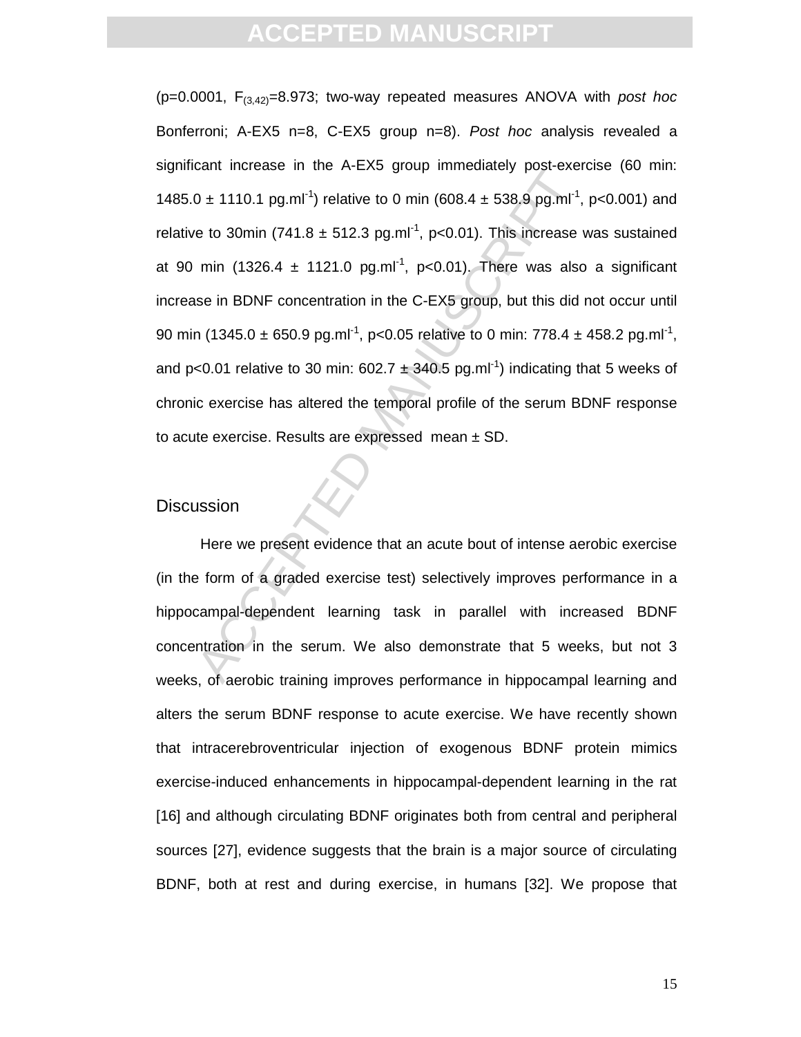($p=0.0001$, $F_{(3,42)}=8.973$; two-way repeated measures ANOVA with *post hoc* Bonferroni; A-EX5 n=8, C-EX5 group n=8). *Post hoc* analysis revealed a significant increase in the A-EX5 group immediately post-exercise (60 min: 1485.0 ± 1110.1 $pg.ml^{-1}$) relative to 0 min (608.4 ± 538.9 $pg.ml^{-1}$, $p<0.001$) and relative to 30min (741.8 ± 512.3 $pg.ml^{-1}$, $p<0.01$). This increase was sustained at 90 min (1326.4 ± 1121.0 $pg.ml^{-1}$, $p<0.01$). There was also a significant increase in BDNF concentration in the C-EX5 group, but this did not occur until 90 min (1345.0 ± 650.9 $pg.ml^{-1}$, $p<0.05$ relative to 0 min: 778.4 ± 458.2 $pg.ml^{-1}$, and $p<0.01$ relative to 30 min: 602.7 ± 340.5 $pg.ml^{-1}$) indicating that 5 weeks of chronic exercise has altered the temporal profile of the serum BDNF response to acute exercise. Results are expressed mean ± SD.

## Discussion

Here we present evidence that an acute bout of intense aerobic exercise (in the form of a graded exercise test) selectively improves performance in a hippocampal-dependent learning task in parallel with increased BDNF concentration in the serum. We also demonstrate that 5 weeks, but not 3 weeks, of aerobic training improves performance in hippocampal learning and alters the serum BDNF response to acute exercise. We have recently shown that intracerebroventricular injection of exogenous BDNF protein mimics exercise-induced enhancements in hippocampal-dependent learning in the rat [16] and although circulating BDNF originates both from central and peripheral sources [27], evidence suggests that the brain is a major source of circulating BDNF, both at rest and during exercise, in humans [32]. We propose that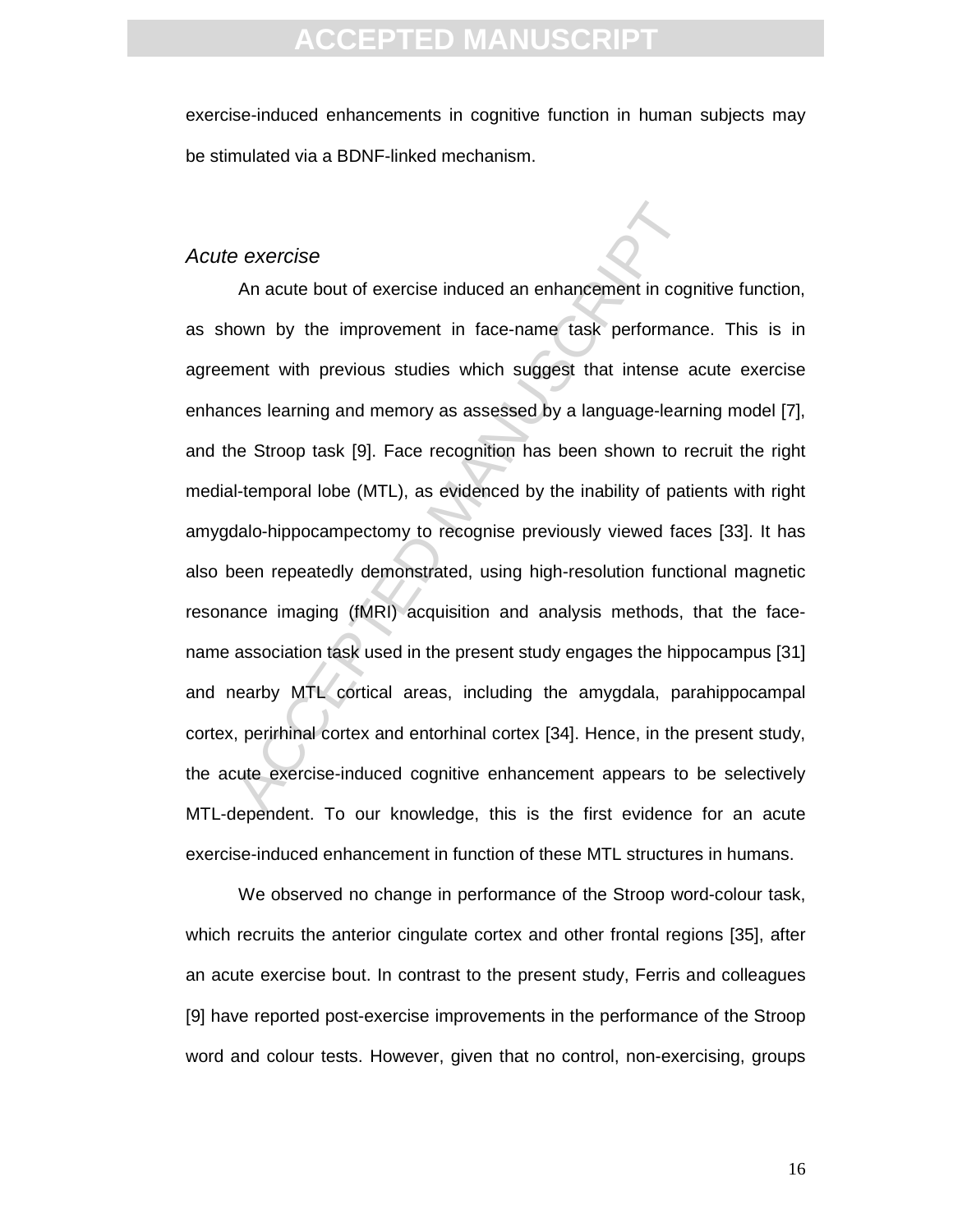exercise-induced enhancements in cognitive function in human subjects may be stimulated via a BDNF-linked mechanism.

### *Acute exercise*

An acute bout of exercise induced an enhancement in cognitive function, as shown by the improvement in face-name task performance. This is in agreement with previous studies which suggest that intense acute exercise enhances learning and memory as assessed by a language-learning model [7], and the Stroop task [9]. Face recognition has been shown to recruit the right medial-temporal lobe (MTL), as evidenced by the inability of patients with right amygdalo-hippocampectomy to recognise previously viewed faces [33]. It has also been repeatedly demonstrated, using high-resolution functional magnetic resonance imaging (fMRI) acquisition and analysis methods, that the face-name association task used in the present study engages the hippocampus [31] and nearby MTL cortical areas, including the amygdala, parahippocampal cortex, perirhinal cortex and entorhinal cortex [34]. Hence, in the present study, the acute exercise-induced cognitive enhancement appears to be selectively MTL-dependent. To our knowledge, this is the first evidence for an acute exercise-induced enhancement in function of these MTL structures in humans.

We observed no change in performance of the Stroop word-colour task, which recruits the anterior cingulate cortex and other frontal regions [35], after an acute exercise bout. In contrast to the present study, Ferris and colleagues [9] have reported post-exercise improvements in the performance of the Stroop word and colour tests. However, given that no control, non-exercising, groups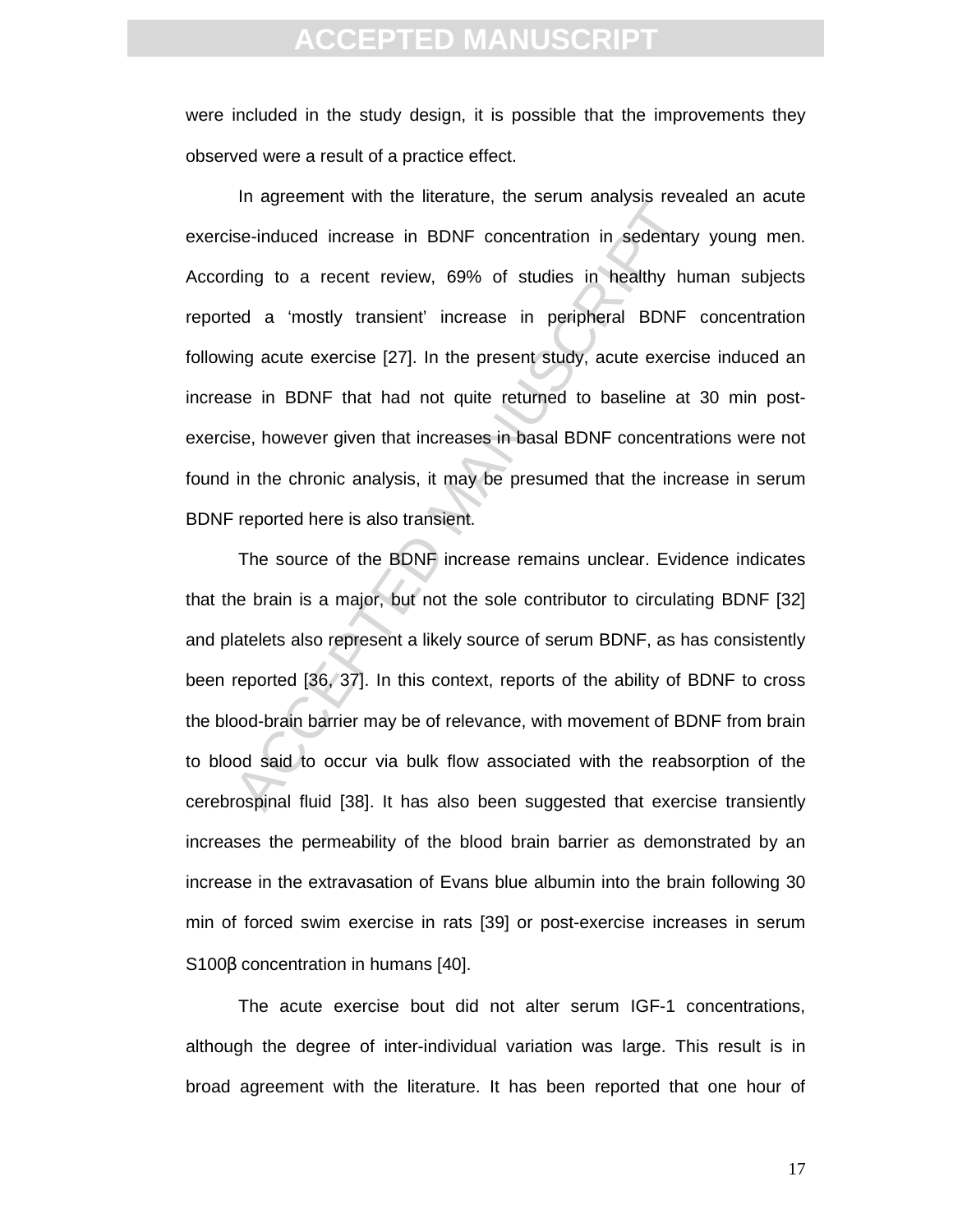were included in the study design, it is possible that the improvements they observed were a result of a practice effect.

In agreement with the literature, the serum analysis revealed an acute exercise-induced increase in BDNF concentration in sedentary young men. According to a recent review, 69% of studies in healthy human subjects reported a 'mostly transient' increase in peripheral BDNF concentration following acute exercise [27]. In the present study, acute exercise induced an increase in BDNF that had not quite returned to baseline at 30 min post-exercise, however given that increases in basal BDNF concentrations were not found in the chronic analysis, it may be presumed that the increase in serum BDNF reported here is also transient.

The source of the BDNF increase remains unclear. Evidence indicates that the brain is a major, but not the sole contributor to circulating BDNF [32] and platelets also represent a likely source of serum BDNF, as has consistently been reported [36, 37]. In this context, reports of the ability of BDNF to cross the blood-brain barrier may be of relevance, with movement of BDNF from brain to blood said to occur via bulk flow associated with the reabsorption of the cerebrospinal fluid [38]. It has also been suggested that exercise transiently increases the permeability of the blood brain barrier as demonstrated by an increase in the extravasation of Evans blue albumin into the brain following 30 min of forced swim exercise in rats [39] or post-exercise increases in serum S100β concentration in humans [40].

The acute exercise bout did not alter serum IGF-1 concentrations, although the degree of inter-individual variation was large. This result is in broad agreement with the literature. It has been reported that one hour of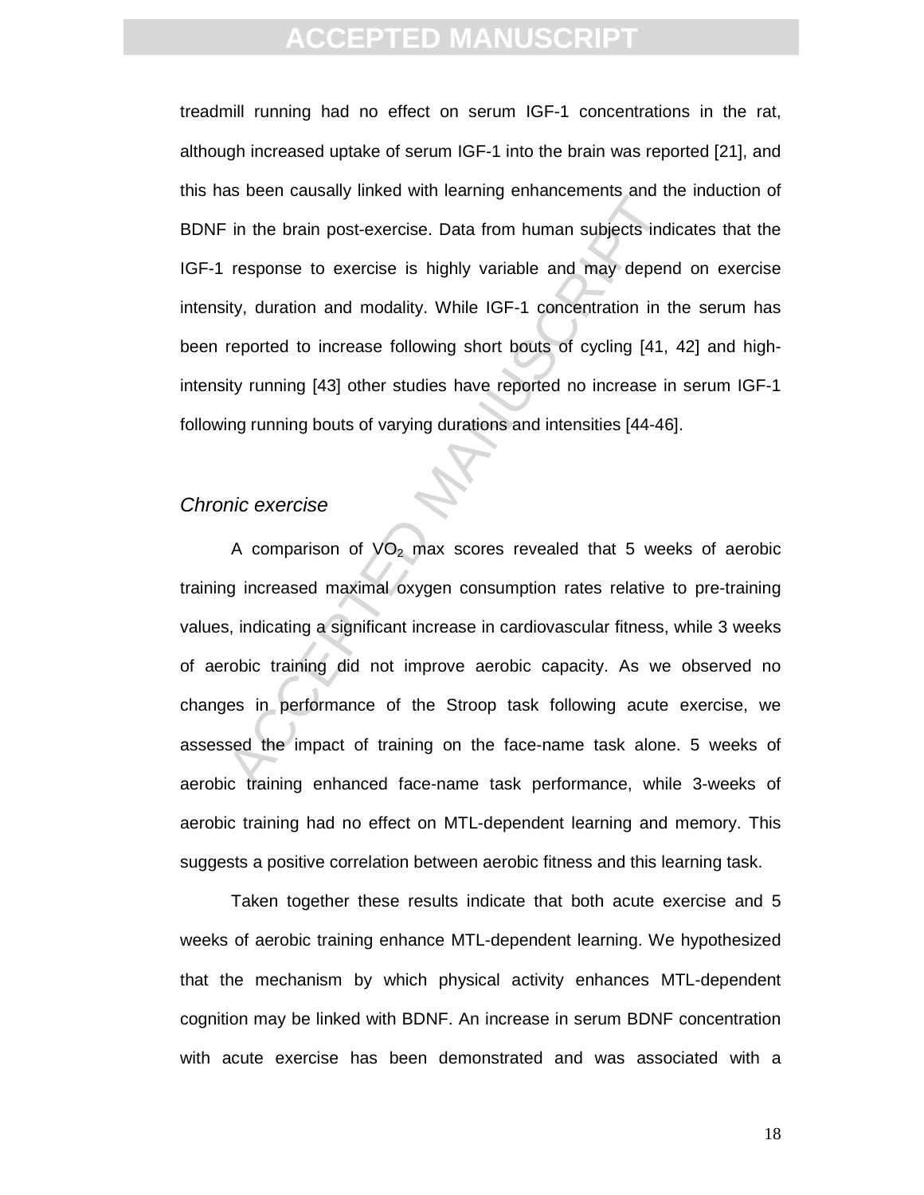treadmill running had no effect on serum IGF-1 concentrations in the rat, although increased uptake of serum IGF-1 into the brain was reported [21], and this has been causally linked with learning enhancements and the induction of BDNF in the brain post-exercise. Data from human subjects indicates that the IGF-1 response to exercise is highly variable and may depend on exercise intensity, duration and modality. While IGF-1 concentration in the serum has been reported to increase following short bouts of cycling [41, 42] and high-intensity running [43] other studies have reported no increase in serum IGF-1 following running bouts of varying durations and intensities [44-46].

### *Chronic exercise*

A comparison of $VO_2$ max scores revealed that 5 weeks of aerobic training increased maximal oxygen consumption rates relative to pre-training values, indicating a significant increase in cardiovascular fitness, while 3 weeks of aerobic training did not improve aerobic capacity. As we observed no changes in performance of the Stroop task following acute exercise, we assessed the impact of training on the face-name task alone. 5 weeks of aerobic training enhanced face-name task performance, while 3-weeks of aerobic training had no effect on MTL-dependent learning and memory. This suggests a positive correlation between aerobic fitness and this learning task.

Taken together these results indicate that both acute exercise and 5 weeks of aerobic training enhance MTL-dependent learning. We hypothesized that the mechanism by which physical activity enhances MTL-dependent cognition may be linked with BDNF. An increase in serum BDNF concentration with acute exercise has been demonstrated and was associated with a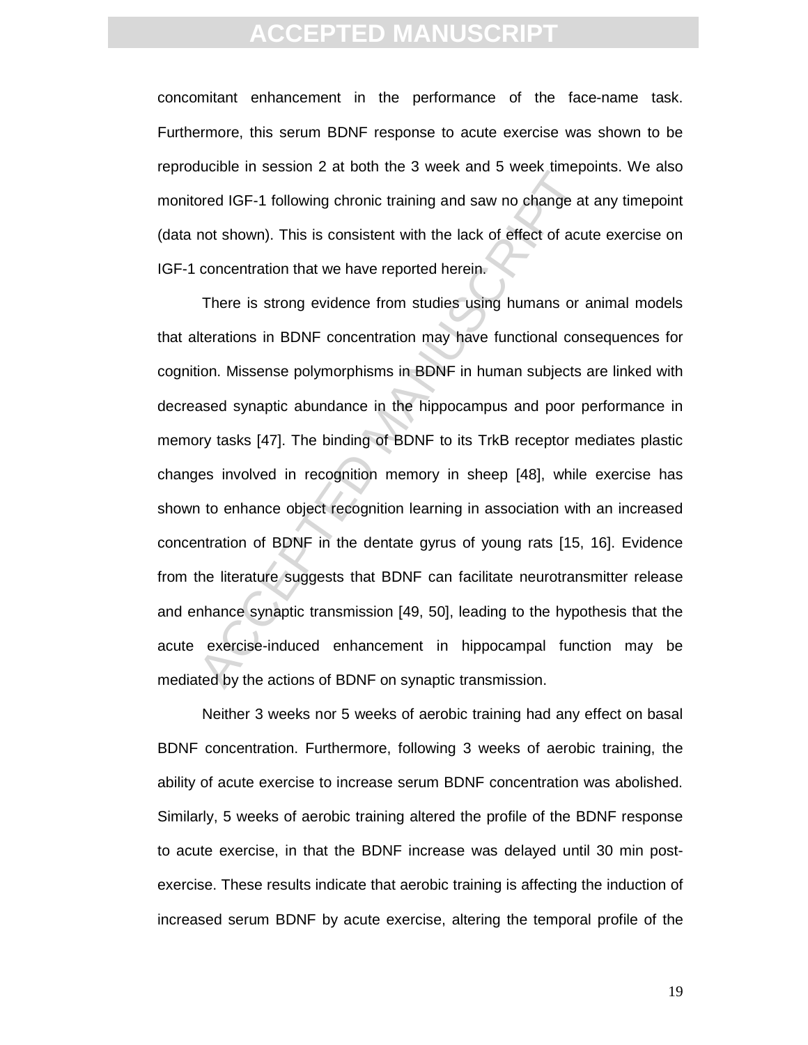concomitant enhancement in the performance of the face-name task. Furthermore, this serum BDNF response to acute exercise was shown to be reproducible in session 2 at both the 3 week and 5 week timepoints. We also monitored IGF-1 following chronic training and saw no change at any timepoint (data not shown). This is consistent with the lack of effect of acute exercise on IGF-1 concentration that we have reported herein.

There is strong evidence from studies using humans or animal models that alterations in BDNF concentration may have functional consequences for cognition. Missense polymorphisms in BDNF in human subjects are linked with decreased synaptic abundance in the hippocampus and poor performance in memory tasks [47]. The binding of BDNF to its TrkB receptor mediates plastic changes involved in recognition memory in sheep [48], while exercise has shown to enhance object recognition learning in association with an increased concentration of BDNF in the dentate gyrus of young rats [15, 16]. Evidence from the literature suggests that BDNF can facilitate neurotransmitter release and enhance synaptic transmission [49, 50], leading to the hypothesis that the acute exercise-induced enhancement in hippocampal function may be mediated by the actions of BDNF on synaptic transmission.

Neither 3 weeks nor 5 weeks of aerobic training had any effect on basal BDNF concentration. Furthermore, following 3 weeks of aerobic training, the ability of acute exercise to increase serum BDNF concentration was abolished. Similarly, 5 weeks of aerobic training altered the profile of the BDNF response to acute exercise, in that the BDNF increase was delayed until 30 min post-exercise. These results indicate that aerobic training is affecting the induction of increased serum BDNF by acute exercise, altering the temporal profile of the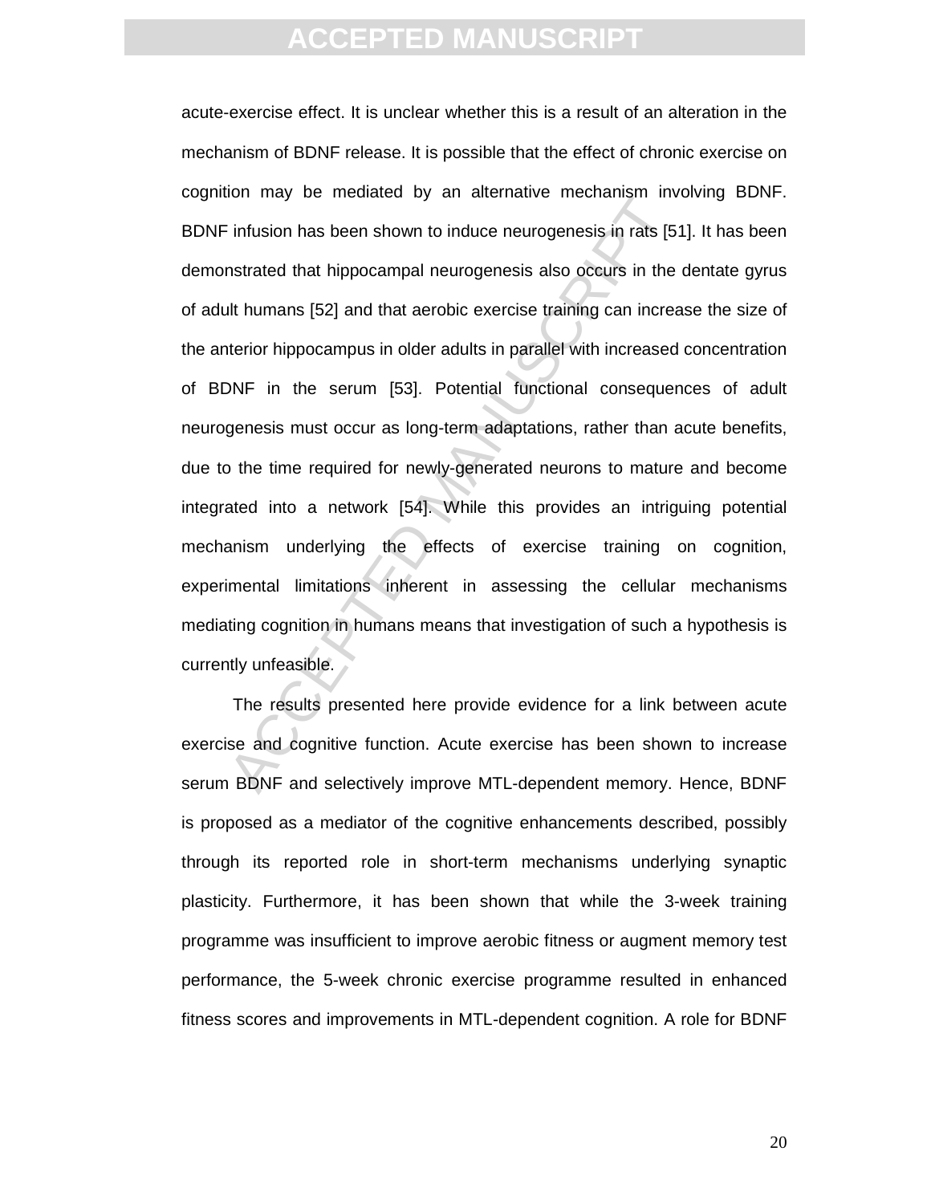acute-exercise effect. It is unclear whether this is a result of an alteration in the mechanism of BDNF release. It is possible that the effect of chronic exercise on cognition may be mediated by an alternative mechanism involving BDNF. BDNF infusion has been shown to induce neurogenesis in rats [51]. It has been demonstrated that hippocampal neurogenesis also occurs in the dentate gyrus of adult humans [52] and that aerobic exercise training can increase the size of the anterior hippocampus in older adults in parallel with increased concentration of BDNF in the serum [53]. Potential functional consequences of adult neurogenesis must occur as long-term adaptations, rather than acute benefits, due to the time required for newly-generated neurons to mature and become integrated into a network [54]. While this provides an intriguing potential mechanism underlying the effects of exercise training on cognition, experimental limitations inherent in assessing the cellular mechanisms mediating cognition in humans means that investigation of such a hypothesis is currently unfeasible.

The results presented here provide evidence for a link between acute exercise and cognitive function. Acute exercise has been shown to increase serum BDNF and selectively improve MTL-dependent memory. Hence, BDNF is proposed as a mediator of the cognitive enhancements described, possibly through its reported role in short-term mechanisms underlying synaptic plasticity. Furthermore, it has been shown that while the 3-week training programme was insufficient to improve aerobic fitness or augment memory test performance, the 5-week chronic exercise programme resulted in enhanced fitness scores and improvements in MTL-dependent cognition. A role for BDNF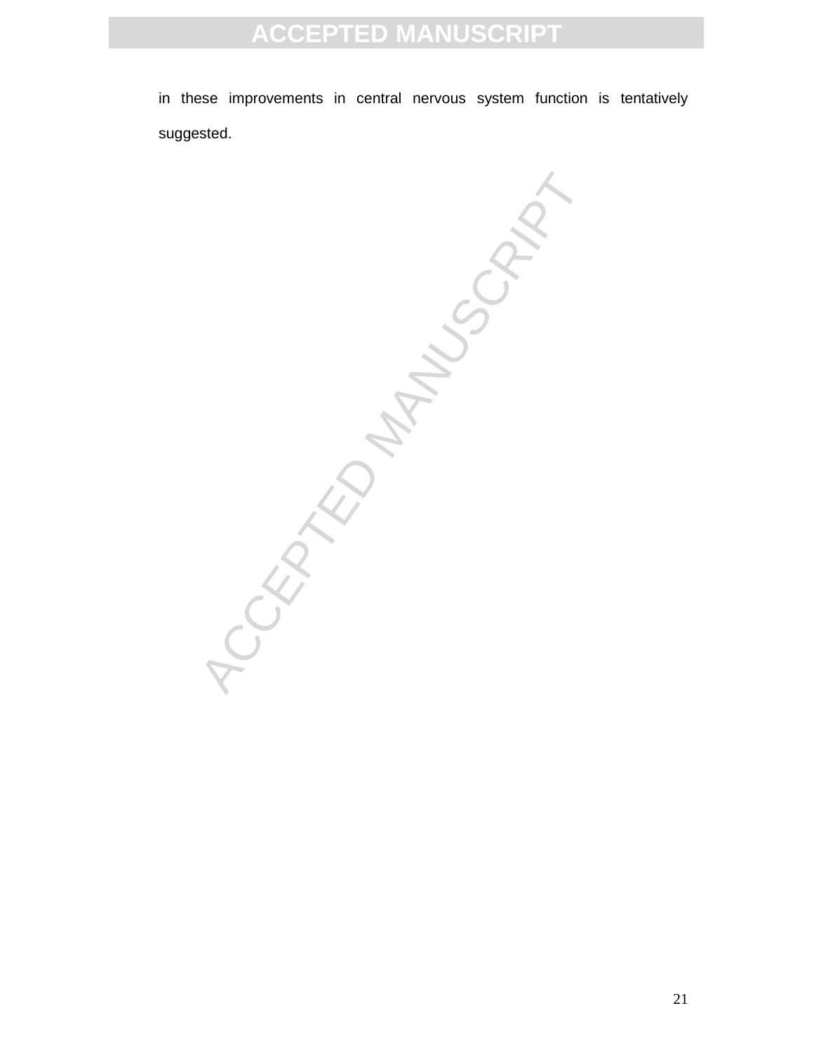in these improvements in central nervous system function is tentatively suggested.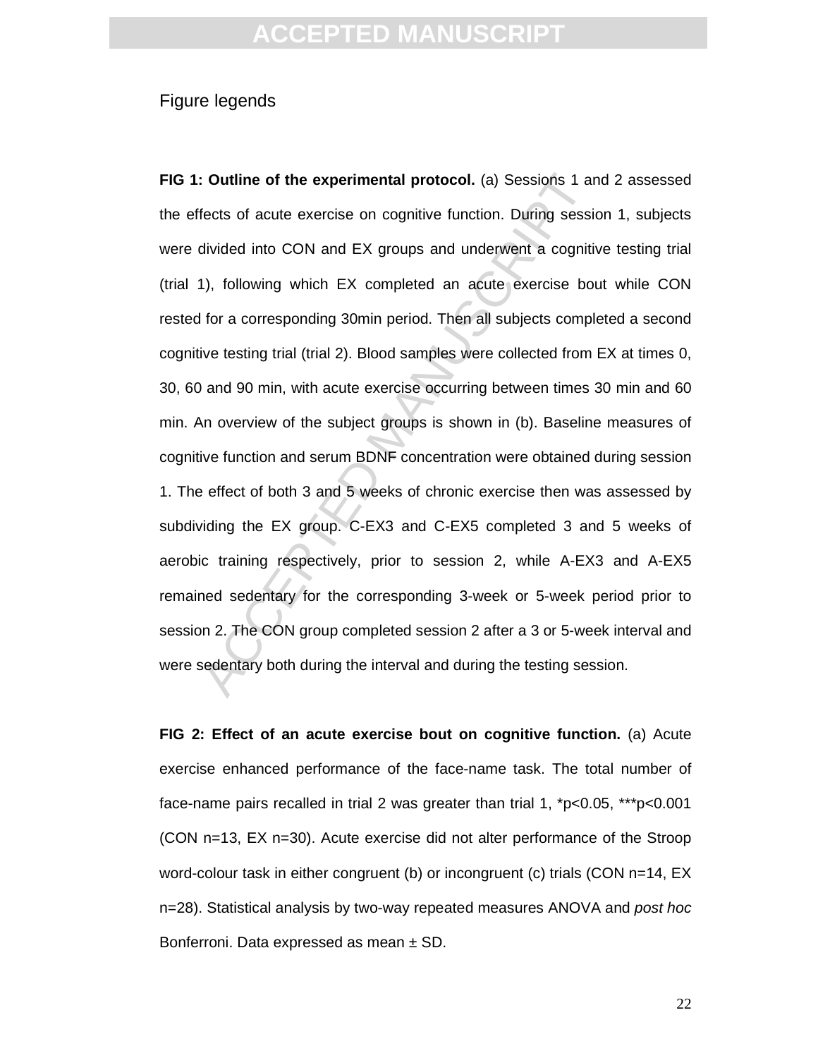Figure legends

**FIG 1: Outline of the experimental protocol.** (a) Sessions 1 and 2 assessed the effects of acute exercise on cognitive function. During session 1, subjects were divided into CON and EX groups and underwent a cognitive testing trial (trial 1), following which EX completed an acute exercise bout while CON rested for a corresponding 30min period. Then all subjects completed a second cognitive testing trial (trial 2). Blood samples were collected from EX at times 0, 30, 60 and 90 min, with acute exercise occurring between times 30 min and 60 min. An overview of the subject groups is shown in (b). Baseline measures of cognitive function and serum BDNF concentration were obtained during session 1. The effect of both 3 and 5 weeks of chronic exercise then was assessed by subdividing the EX group. C-EX3 and C-EX5 completed 3 and 5 weeks of aerobic training respectively, prior to session 2, while A-EX3 and A-EX5 remained sedentary for the corresponding 3-week or 5-week period prior to session 2. The CON group completed session 2 after a 3 or 5-week interval and were sedentary both during the interval and during the testing session.

**FIG 2: Effect of an acute exercise bout on cognitive function.** (a) Acute exercise enhanced performance of the face-name task. The total number of face-name pairs recalled in trial 2 was greater than trial 1, \*$p<0.05$, \*\*\*$p<0.001$ (CON n=13, EX n=30). Acute exercise did not alter performance of the Stroop word-colour task in either congruent (b) or incongruent (c) trials (CON n=14, EX n=28). Statistical analysis by two-way repeated measures ANOVA and *post hoc* Bonferroni. Data expressed as mean ± SD.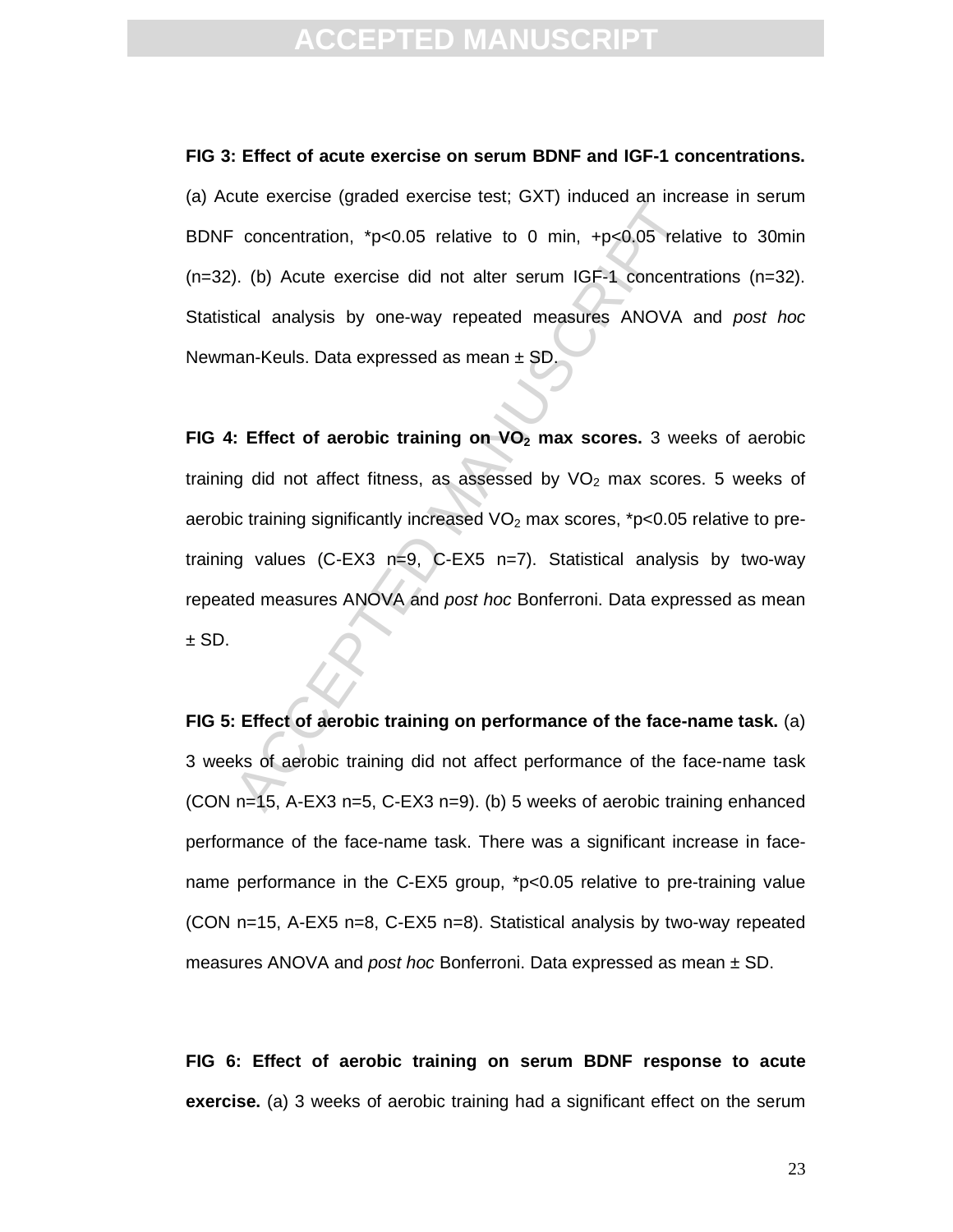**FIG 3: Effect of acute exercise on serum BDNF and IGF-1 concentrations.** (a) Acute exercise (graded exercise test; GXT) induced an increase in serum BDNF concentration, *$p<0.05$ relative to 0 min, +$p<0.05$ relative to 30min (n=32). (b) Acute exercise did not alter serum IGF-1 concentrations (n=32). Statistical analysis by one-way repeated measures ANOVA and *post hoc* Newman-Keuls. Data expressed as mean ± SD.

**FIG 4: Effect of aerobic training on $VO_2$ max scores.** 3 weeks of aerobic training did not affect fitness, as assessed by $VO_2$ max scores. 5 weeks of aerobic training significantly increased $VO_2$ max scores, *$p<0.05$ relative to pre-training values (C-EX3 n=9, C-EX5 n=7). Statistical analysis by two-way repeated measures ANOVA and *post hoc* Bonferroni. Data expressed as mean ± SD.

**FIG 5: Effect of aerobic training on performance of the face-name task.** (a) 3 weeks of aerobic training did not affect performance of the face-name task (CON n=15, A-EX3 n=5, C-EX3 n=9). (b) 5 weeks of aerobic training enhanced performance of the face-name task. There was a significant increase in face-name performance in the C-EX5 group, *$p<0.05$ relative to pre-training value (CON n=15, A-EX5 n=8, C-EX5 n=8). Statistical analysis by two-way repeated measures ANOVA and *post hoc* Bonferroni. Data expressed as mean ± SD.

**FIG 6: Effect of aerobic training on serum BDNF response to acute exercise.** (a) 3 weeks of aerobic training had a significant effect on the serum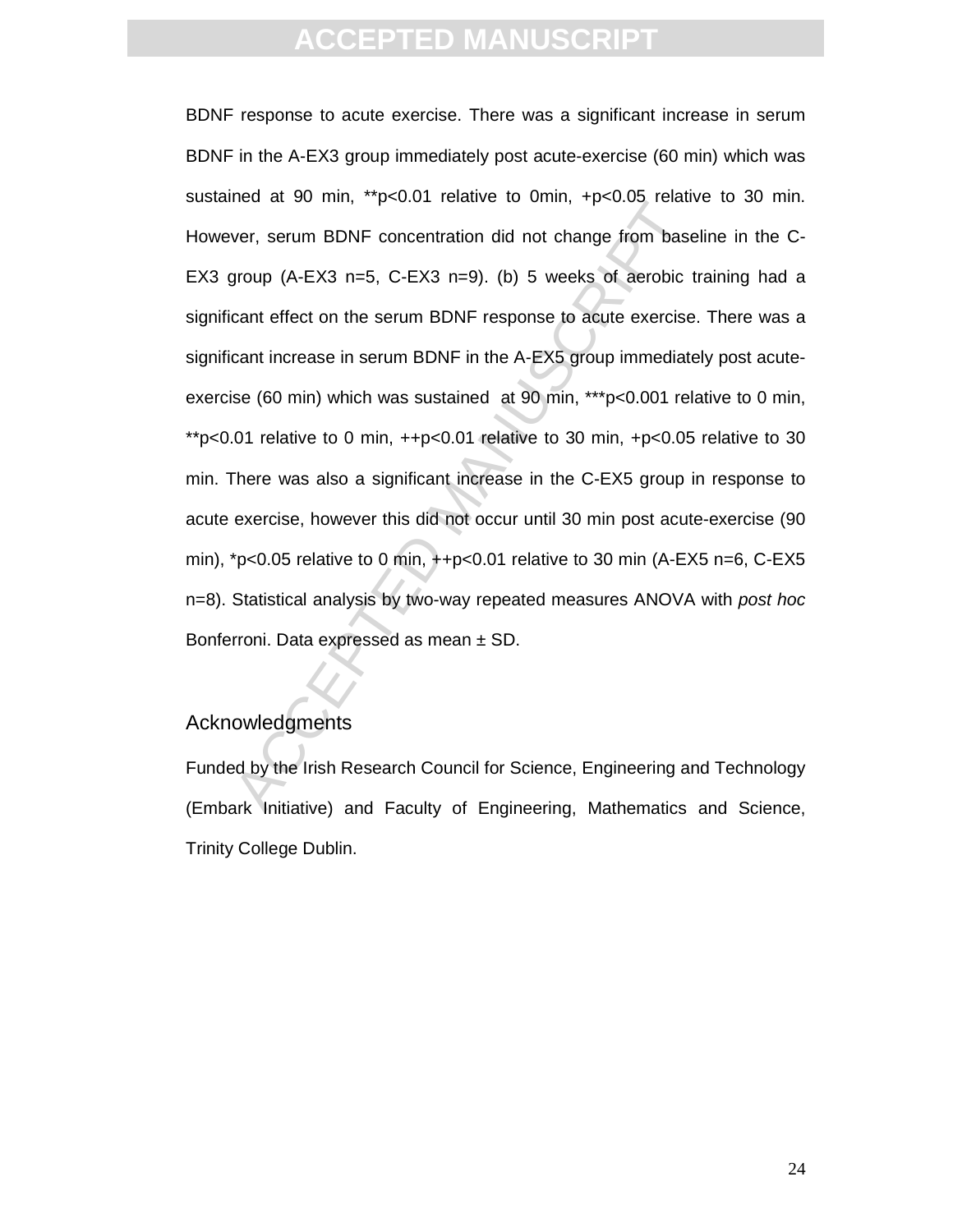BDNF response to acute exercise. There was a significant increase in serum BDNF in the A-EX3 group immediately post acute-exercise (60 min) which was sustained at 90 min, **p<0.01 relative to 0min, +p<0.05 relative to 30 min. However, serum BDNF concentration did not change from baseline in the C-EX3 group (A-EX3 n=5, C-EX3 n=9). (b) 5 weeks of aerobic training had a significant effect on the serum BDNF response to acute exercise. There was a significant increase in serum BDNF in the A-EX5 group immediately post acute-exercise (60 min) which was sustained at 90 min, ***p<0.001 relative to 0 min, **p<0.01 relative to 0 min, ++p<0.01 relative to 30 min, +p<0.05 relative to 30 min. There was also a significant increase in the C-EX5 group in response to acute exercise, however this did not occur until 30 min post acute-exercise (90 min), *p<0.05 relative to 0 min, ++p<0.01 relative to 30 min (A-EX5 n=6, C-EX5 n=8). Statistical analysis by two-way repeated measures ANOVA with *post hoc* Bonferroni. Data expressed as mean ± SD.

## Acknowledgments

Funded by the Irish Research Council for Science, Engineering and Technology (Embark Initiative) and Faculty of Engineering, Mathematics and Science, Trinity College Dublin.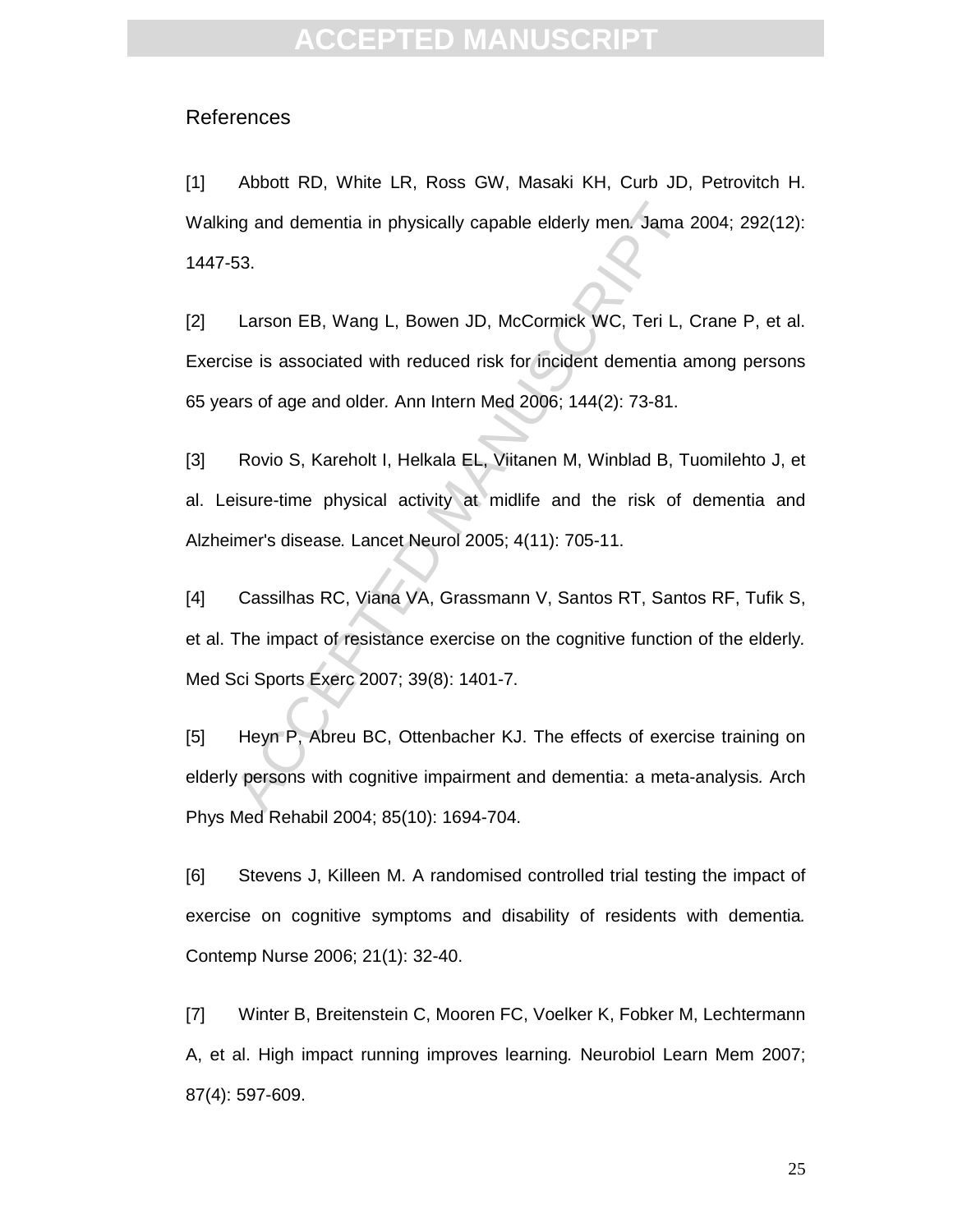## References

[1] Abbott RD, White LR, Ross GW, Masaki KH, Curb JD, Petrovitch H. Walking and dementia in physically capable elderly men. Jama 2004; 292(12): 1447-53.

[2] Larson EB, Wang L, Bowen JD, McCormick WC, Teri L, Crane P, et al. Exercise is associated with reduced risk for incident dementia among persons 65 years of age and older. Ann Intern Med 2006; 144(2): 73-81.

[3] Rovio S, Kareholt I, Helkala EL, Viitanen M, Winblad B, Tuomilehto J, et al. Leisure-time physical activity at midlife and the risk of dementia and Alzheimer's disease. Lancet Neurol 2005; 4(11): 705-11.

[4] Cassilhas RC, Viana VA, Grassmann V, Santos RT, Santos RF, Tufik S, et al. The impact of resistance exercise on the cognitive function of the elderly. Med Sci Sports Exerc 2007; 39(8): 1401-7.

[5] Heyn P, Abreu BC, Ottenbacher KJ. The effects of exercise training on elderly persons with cognitive impairment and dementia: a meta-analysis. Arch Phys Med Rehabil 2004; 85(10): 1694-704.

[6] Stevens J, Killeen M. A randomised controlled trial testing the impact of exercise on cognitive symptoms and disability of residents with dementia. Contemp Nurse 2006; 21(1): 32-40.

[7] Winter B, Breitenstein C, Mooren FC, Voelker K, Fobker M, Lechtermann A, et al. High impact running improves learning. Neurobiol Learn Mem 2007; 87(4): 597-609.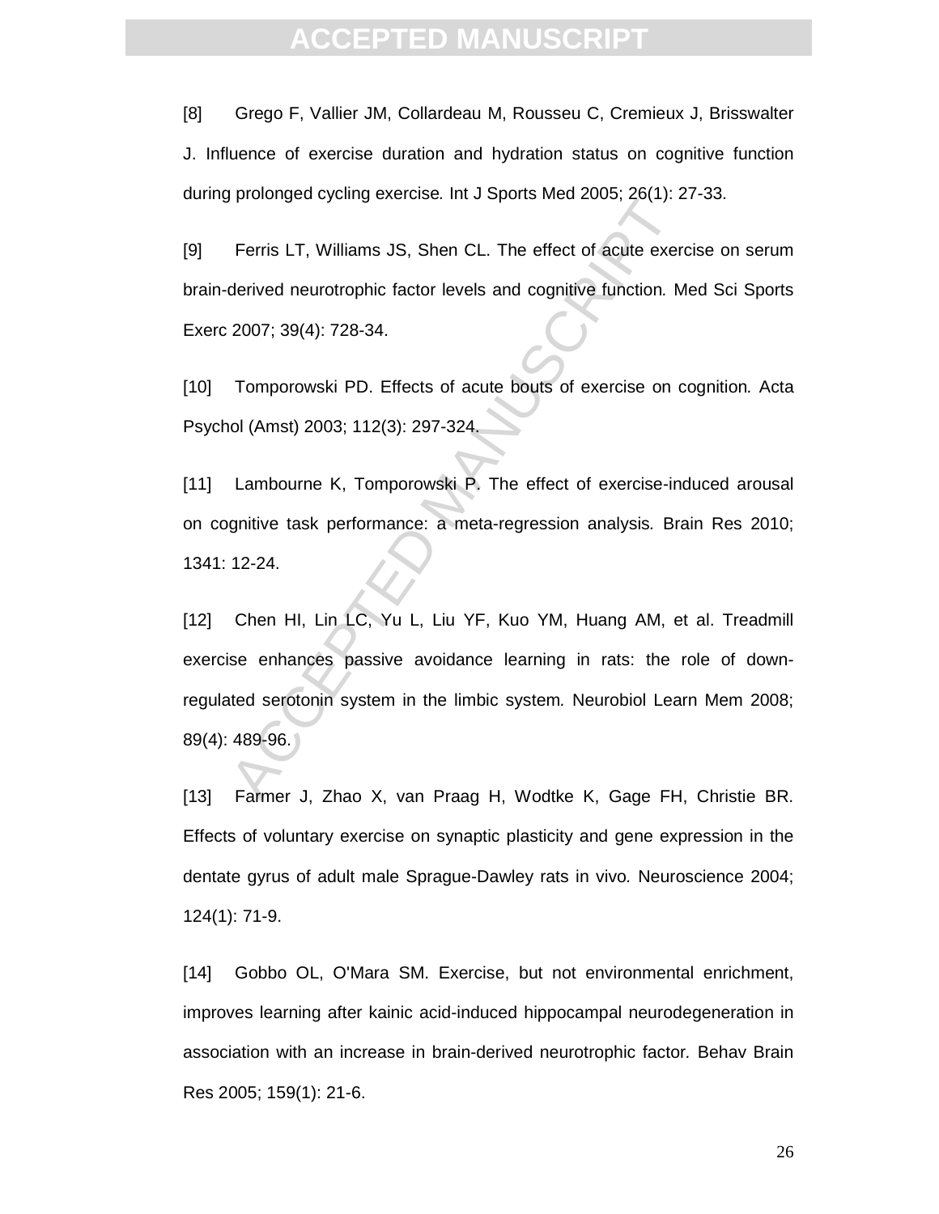[8] Grego F, Vallier JM, Collardeau M, Rousseu C, Cremieux J, Brisswalter J. Influence of exercise duration and hydration status on cognitive function during prolonged cycling exercise. Int J Sports Med 2005; 26(1): 27-33.

[9] Ferris LT, Williams JS, Shen CL. The effect of acute exercise on serum brain-derived neurotrophic factor levels and cognitive function. Med Sci Sports Exerc 2007; 39(4): 728-34.

[10] Tomporowski PD. Effects of acute bouts of exercise on cognition. Acta Psychol (Amst) 2003; 112(3): 297-324.

[11] Lambourne K, Tomporowski P. The effect of exercise-induced arousal on cognitive task performance: a meta-regression analysis. Brain Res 2010; 1341: 12-24.

[12] Chen HI, Lin LC, Yu L, Liu YF, Kuo YM, Huang AM, et al. Treadmill exercise enhances passive avoidance learning in rats: the role of down-regulated serotonin system in the limbic system. Neurobiol Learn Mem 2008; 89(4): 489-96.

[13] Farmer J, Zhao X, van Praag H, Wodtke K, Gage FH, Christie BR. Effects of voluntary exercise on synaptic plasticity and gene expression in the dentate gyrus of adult male Sprague-Dawley rats in vivo. Neuroscience 2004; 124(1): 71-9.

[14] Gobbo OL, O'Mara SM. Exercise, but not environmental enrichment, improves learning after kainic acid-induced hippocampal neurodegeneration in association with an increase in brain-derived neurotrophic factor. Behav Brain Res 2005; 159(1): 21-6.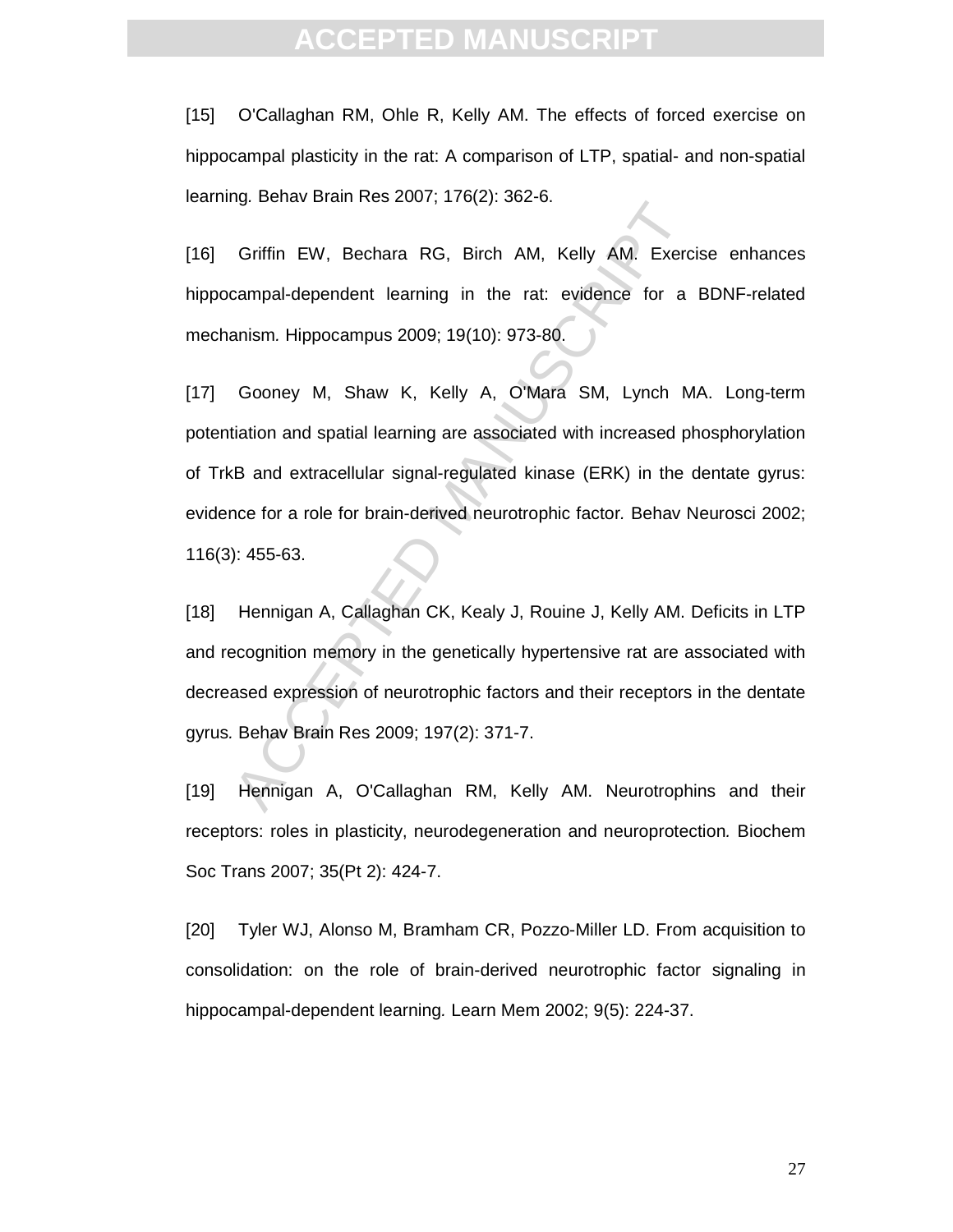[15] O'Callaghan RM, Ohle R, Kelly AM. The effects of forced exercise on hippocampal plasticity in the rat: A comparison of LTP, spatial- and non-spatial learning. Behav Brain Res 2007; 176(2): 362-6.

[16] Griffin EW, Bechara RG, Birch AM, Kelly AM. Exercise enhances hippocampal-dependent learning in the rat: evidence for a BDNF-related mechanism. Hippocampus 2009; 19(10): 973-80.

[17] Gooney M, Shaw K, Kelly A, O'Mara SM, Lynch MA. Long-term potentiation and spatial learning are associated with increased phosphorylation of TrkB and extracellular signal-regulated kinase (ERK) in the dentate gyrus: evidence for a role for brain-derived neurotrophic factor. Behav Neurosci 2002; 116(3): 455-63.

[18] Hennigan A, Callaghan CK, Kealy J, Rouine J, Kelly AM. Deficits in LTP and recognition memory in the genetically hypertensive rat are associated with decreased expression of neurotrophic factors and their receptors in the dentate gyrus. Behav Brain Res 2009; 197(2): 371-7.

[19] Hennigan A, O'Callaghan RM, Kelly AM. Neurotrophins and their receptors: roles in plasticity, neurodegeneration and neuroprotection. Biochem Soc Trans 2007; 35(Pt 2): 424-7.

[20] Tyler WJ, Alonso M, Bramham CR, Pozzo-Miller LD. From acquisition to consolidation: on the role of brain-derived neurotrophic factor signaling in hippocampal-dependent learning. Learn Mem 2002; 9(5): 224-37.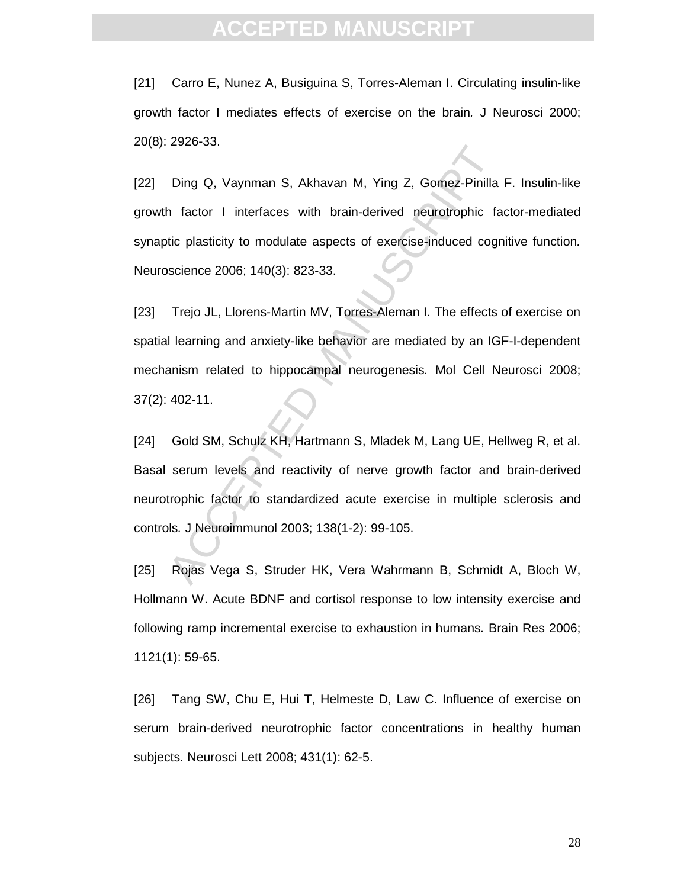[21] Carro E, Nunez A, Busiguina S, Torres-Aleman I. Circulating insulin-like growth factor I mediates effects of exercise on the brain. J Neurosci 2000; 20(8): 2926-33.

[22] Ding Q, Vaynman S, Akhavan M, Ying Z, Gomez-Pinilla F. Insulin-like growth factor I interfaces with brain-derived neurotrophic factor-mediated synaptic plasticity to modulate aspects of exercise-induced cognitive function. Neuroscience 2006; 140(3): 823-33.

[23] Trejo JL, Llorens-Martin MV, Torres-Aleman I. The effects of exercise on spatial learning and anxiety-like behavior are mediated by an IGF-I-dependent mechanism related to hippocampal neurogenesis. Mol Cell Neurosci 2008; 37(2): 402-11.

[24] Gold SM, Schulz KH, Hartmann S, Mladek M, Lang UE, Hellweg R, et al. Basal serum levels and reactivity of nerve growth factor and brain-derived neurotrophic factor to standardized acute exercise in multiple sclerosis and controls. J Neuroimmunol 2003; 138(1-2): 99-105.

[25] Rojas Vega S, Struder HK, Vera Wahrmann B, Schmidt A, Bloch W, Hollmann W. Acute BDNF and cortisol response to low intensity exercise and following ramp incremental exercise to exhaustion in humans. Brain Res 2006; 1121(1): 59-65.

[26] Tang SW, Chu E, Hui T, Helmeste D, Law C. Influence of exercise on serum brain-derived neurotrophic factor concentrations in healthy human subjects. Neurosci Lett 2008; 431(1): 62-5.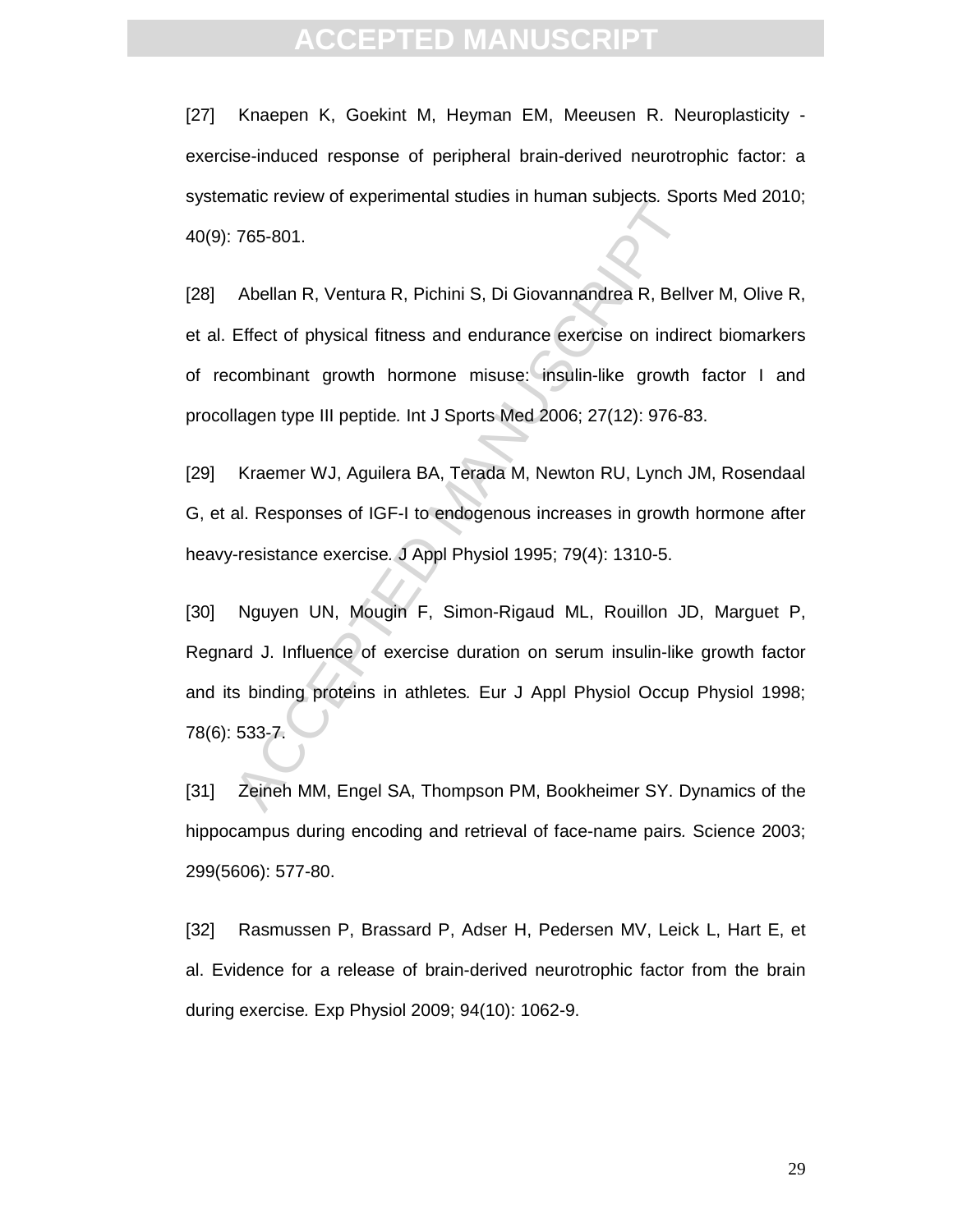[27] Knaepen K, Goekint M, Heyman EM, Meeusen R. Neuroplasticity - exercise-induced response of peripheral brain-derived neurotrophic factor: a systematic review of experimental studies in human subjects. Sports Med 2010; 40(9): 765-801.

[28] Abellan R, Ventura R, Pichini S, Di Giovannandrea R, Bellver M, Olive R, et al. Effect of physical fitness and endurance exercise on indirect biomarkers of recombinant growth hormone misuse: insulin-like growth factor I and procollagen type III peptide. Int J Sports Med 2006; 27(12): 976-83.

[29] Kraemer WJ, Aguilera BA, Terada M, Newton RU, Lynch JM, Rosendaal G, et al. Responses of IGF-I to endogenous increases in growth hormone after heavy-resistance exercise. J Appl Physiol 1995; 79(4): 1310-5.

[30] Nguyen UN, Mougin F, Simon-Rigaud ML, Rouillon JD, Marguet P, Regnard J. Influence of exercise duration on serum insulin-like growth factor and its binding proteins in athletes. Eur J Appl Physiol Occup Physiol 1998; 78(6): 533-7.

[31] Zeineh MM, Engel SA, Thompson PM, Bookheimer SY. Dynamics of the hippocampus during encoding and retrieval of face-name pairs. Science 2003; 299(5606): 577-80.

[32] Rasmussen P, Brassard P, Adser H, Pedersen MV, Leick L, Hart E, et al. Evidence for a release of brain-derived neurotrophic factor from the brain during exercise. Exp Physiol 2009; 94(10): 1062-9.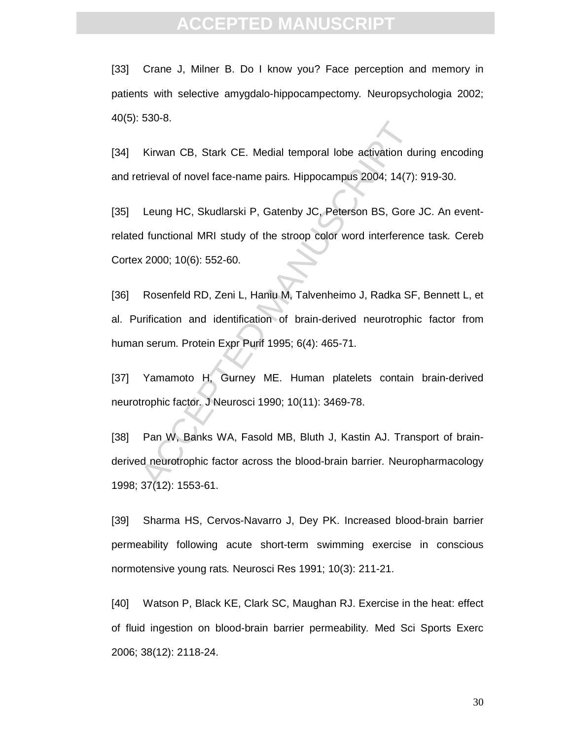[33] Crane J, Milner B. Do I know you? Face perception and memory in patients with selective amygdalo-hippocampectomy. Neuropsychologia 2002; 40(5): 530-8.

[34] Kirwan CB, Stark CE. Medial temporal lobe activation during encoding and retrieval of novel face-name pairs. Hippocampus 2004; 14(7): 919-30.

[35] Leung HC, Skudlarski P, Gatenby JC, Peterson BS, Gore JC. An event-related functional MRI study of the stroop color word interference task. Cereb Cortex 2000; 10(6): 552-60.

[36] Rosenfeld RD, Zeni L, Haniu M, Talvenheimo J, Radka SF, Bennett L, et al. Purification and identification of brain-derived neurotrophic factor from human serum. Protein Expr Purif 1995; 6(4): 465-71.

[37] Yamamoto H, Gurney ME. Human platelets contain brain-derived neurotrophic factor. J Neurosci 1990; 10(11): 3469-78.

[38] Pan W, Banks WA, Fasold MB, Bluth J, Kastin AJ. Transport of brain-derived neurotrophic factor across the blood-brain barrier. Neuropharmacology 1998; 37(12): 1553-61.

[39] Sharma HS, Cervos-Navarro J, Dey PK. Increased blood-brain barrier permeability following acute short-term swimming exercise in conscious normotensive young rats. Neurosci Res 1991; 10(3): 211-21.

[40] Watson P, Black KE, Clark SC, Maughan RJ. Exercise in the heat: effect of fluid ingestion on blood-brain barrier permeability. Med Sci Sports Exerc 2006; 38(12): 2118-24.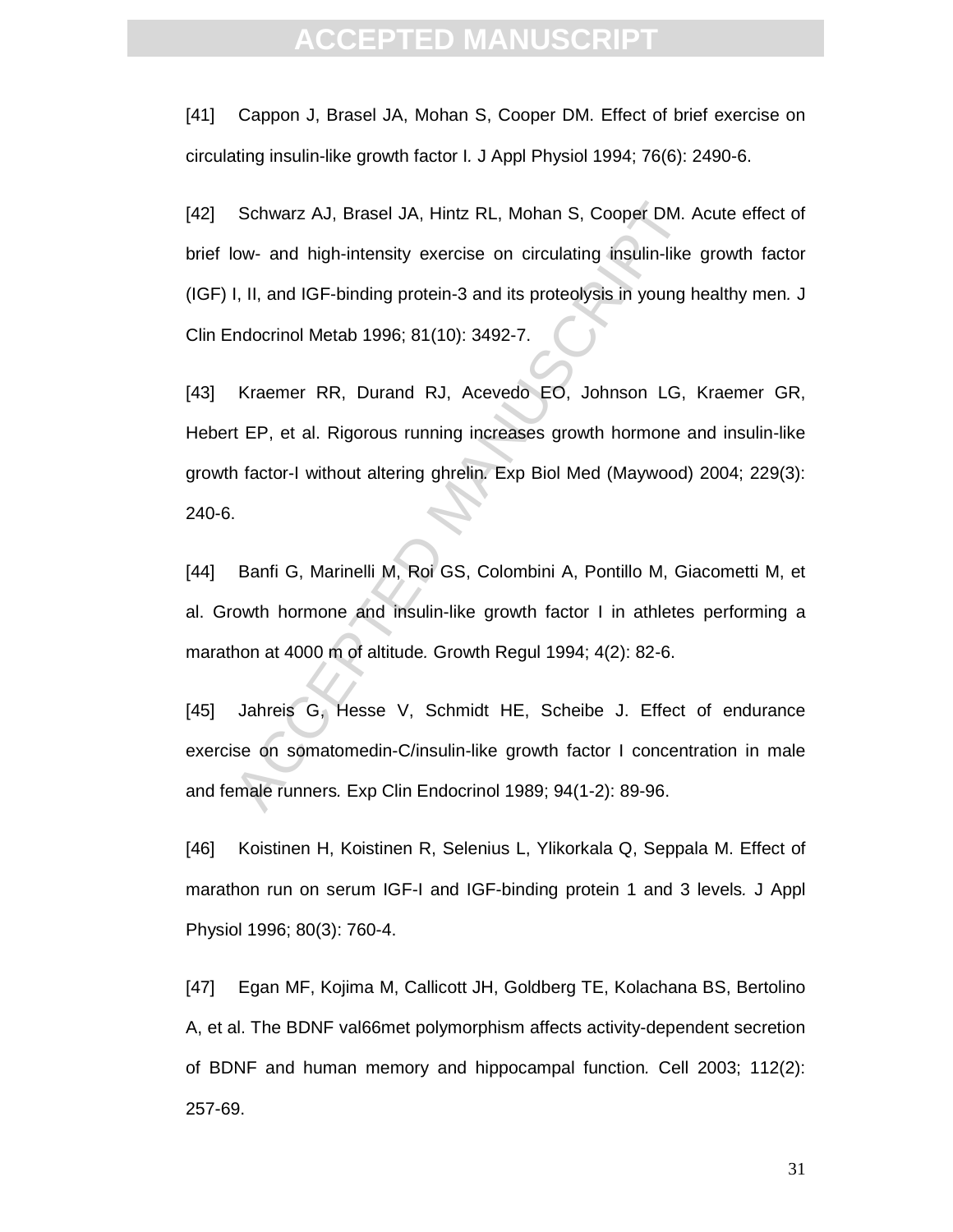[41] Cappon J, Brasel JA, Mohan S, Cooper DM. Effect of brief exercise on circulating insulin-like growth factor I. J Appl Physiol 1994; 76(6): 2490-6.

[42] Schwarz AJ, Brasel JA, Hintz RL, Mohan S, Cooper DM. Acute effect of brief low- and high-intensity exercise on circulating insulin-like growth factor (IGF) I, II, and IGF-binding protein-3 and its proteolysis in young healthy men. J Clin Endocrinol Metab 1996; 81(10): 3492-7.

[43] Kraemer RR, Durand RJ, Acevedo EO, Johnson LG, Kraemer GR, Hebert EP, et al. Rigorous running increases growth hormone and insulin-like growth factor-I without altering ghrelin. Exp Biol Med (Maywood) 2004; 229(3): 240-6.

[44] Banfi G, Marinelli M, Roi GS, Colombini A, Pontillo M, Giacometti M, et al. Growth hormone and insulin-like growth factor I in athletes performing a marathon at 4000 m of altitude. Growth Regul 1994; 4(2): 82-6.

[45] Jahreis G, Hesse V, Schmidt HE, Scheibe J. Effect of endurance exercise on somatomedin-C/insulin-like growth factor I concentration in male and female runners. Exp Clin Endocrinol 1989; 94(1-2): 89-96.

[46] Koistinen H, Koistinen R, Selenius L, Ylikorkala Q, Seppala M. Effect of marathon run on serum IGF-I and IGF-binding protein 1 and 3 levels. J Appl Physiol 1996; 80(3): 760-4.

[47] Egan MF, Kojima M, Callicott JH, Goldberg TE, Kolachana BS, Bertolino A, et al. The BDNF val66met polymorphism affects activity-dependent secretion of BDNF and human memory and hippocampal function. Cell 2003; 112(2): 257-69.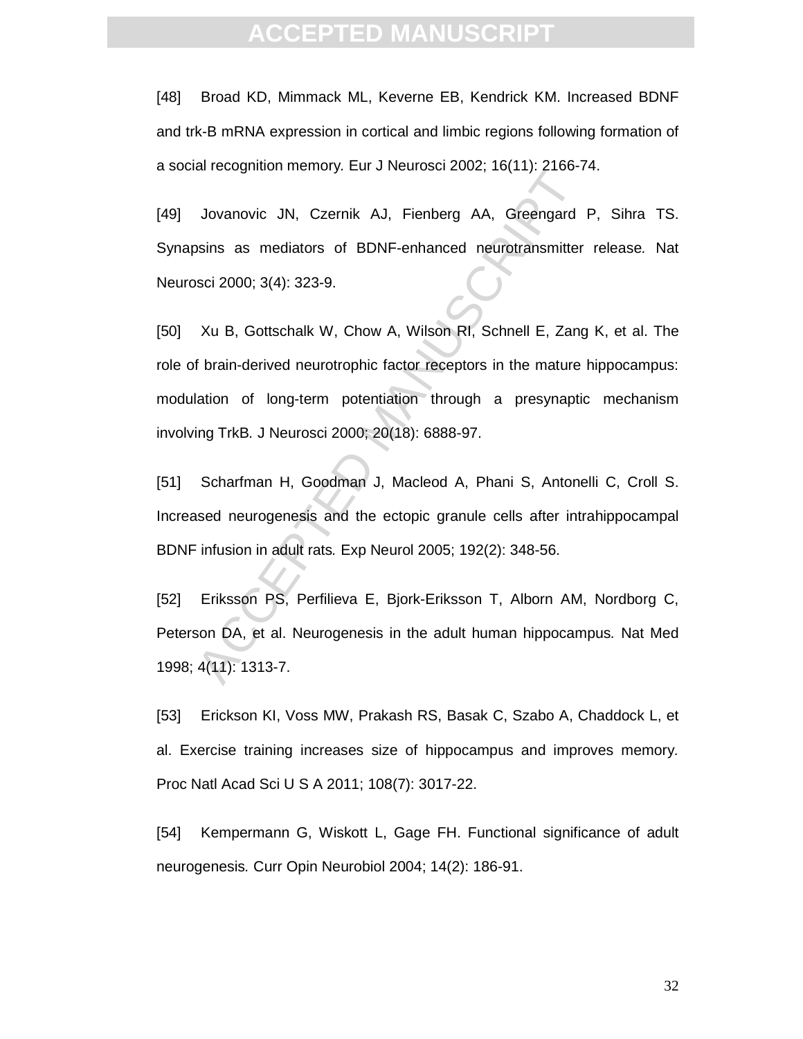[48] Broad KD, Mimmack ML, Keverne EB, Kendrick KM. Increased BDNF and trk-B mRNA expression in cortical and limbic regions following formation of a social recognition memory. Eur J Neurosci 2002; 16(11): 2166-74.

[49] Jovanovic JN, Czernik AJ, Fienberg AA, Greengard P, Sihra TS. Synapsins as mediators of BDNF-enhanced neurotransmitter release. Nat Neurosci 2000; 3(4): 323-9.

[50] Xu B, Gottschalk W, Chow A, Wilson RI, Schnell E, Zang K, et al. The role of brain-derived neurotrophic factor receptors in the mature hippocampus: modulation of long-term potentiation through a presynaptic mechanism involving TrkB. J Neurosci 2000; 20(18): 6888-97.

[51] Scharfman H, Goodman J, Macleod A, Phani S, Antonelli C, Croll S. Increased neurogenesis and the ectopic granule cells after intrahippocampal BDNF infusion in adult rats. Exp Neurol 2005; 192(2): 348-56.

[52] Eriksson PS, Perfilieva E, Bjork-Eriksson T, Alborn AM, Nordborg C, Peterson DA, et al. Neurogenesis in the adult human hippocampus. Nat Med 1998; 4(11): 1313-7.

[53] Erickson KI, Voss MW, Prakash RS, Basak C, Szabo A, Chaddock L, et al. Exercise training increases size of hippocampus and improves memory. Proc Natl Acad Sci U S A 2011; 108(7): 3017-22.

[54] Kempermann G, Wiskott L, Gage FH. Functional significance of adult neurogenesis. Curr Opin Neurobiol 2004; 14(2): 186-91.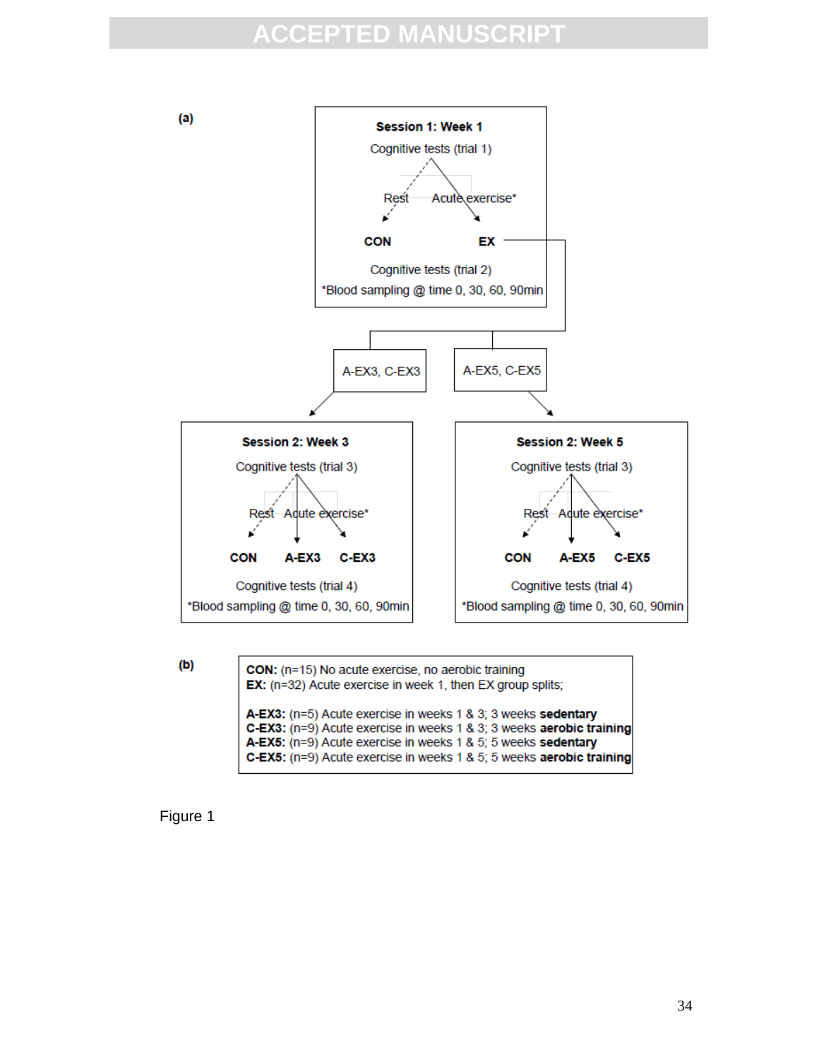(a)

**Session 1: Week 1**

Cognitive tests (trial 1)

Rest — Acute exercise*

CON — EX

Cognitive tests (trial 2)

*Blood sampling @ time 0, 30, 60, 90min

A-EX3, C-EX3 — A-EX5, C-EX5

**Session 2: Week 3**

Cognitive tests (trial 3)

Rest — Acute exercise*

CON — A-EX3 — C-EX3

Cognitive tests (trial 4)

*Blood sampling @ time 0, 30, 60, 90min

**Session 2: Week 5**

Cognitive tests (trial 3)

Rest — Acute exercise*

CON — A-EX5 — C-EX5

Cognitive tests (trial 4)

*Blood sampling @ time 0, 30, 60, 90min

(b)

**CON:** (n=15) No acute exercise, no aerobic training
**EX:** (n=32) Acute exercise in week 1, then EX group splits;

**A-EX3:** (n=5) Acute exercise in weeks 1 & 3; 3 weeks **sedentary**
**C-EX3:** (n=9) Acute exercise in weeks 1 & 3; 3 weeks **aerobic training**
**A-EX5:** (n=9) Acute exercise in weeks 1 & 5; 5 weeks **sedentary**
**C-EX5:** (n=9) Acute exercise in weeks 1 & 5; 5 weeks **aerobic training**

Figure 1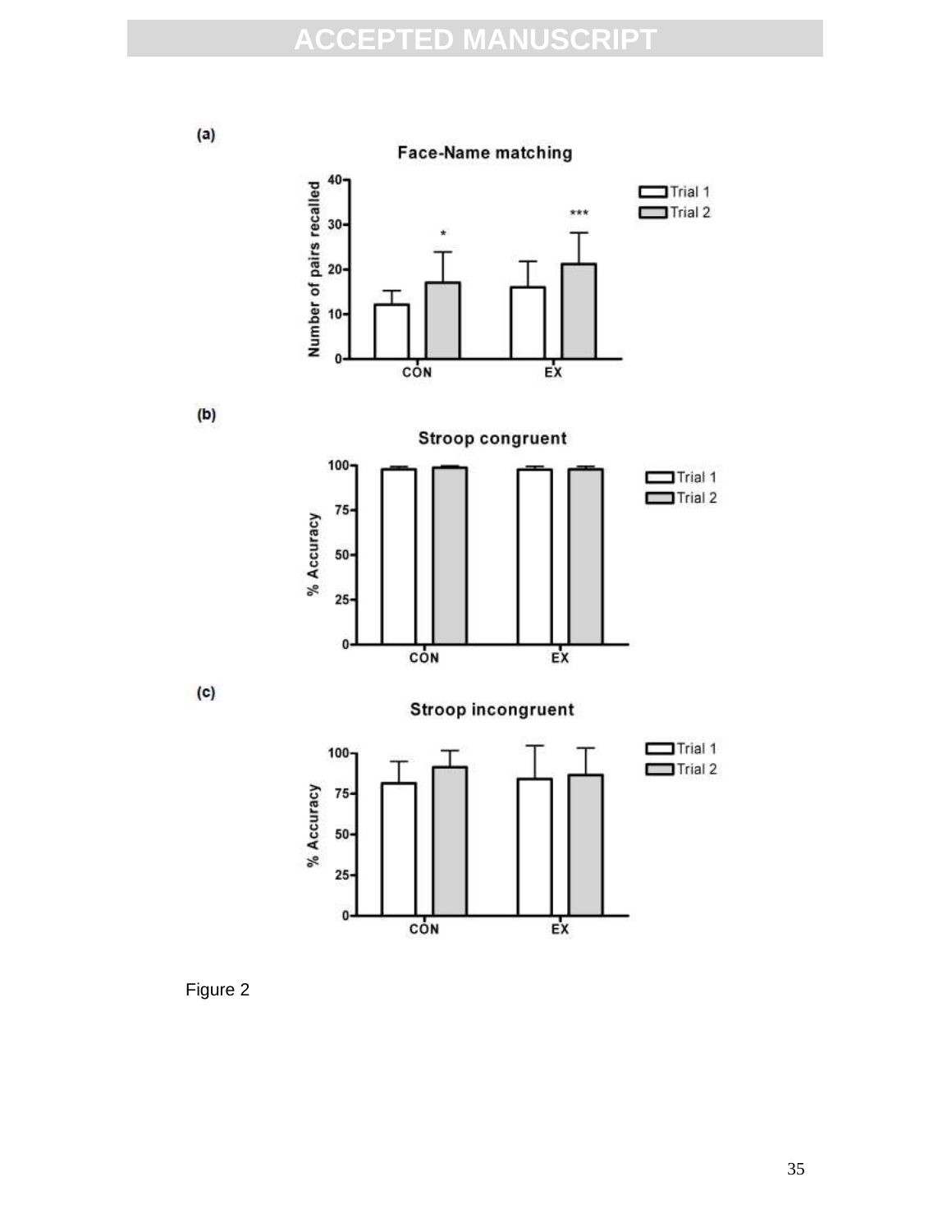(a)

**Face-Name matching**

(b)

**Stroop congruent**

(c)

**Stroop incongruent**

Figure 2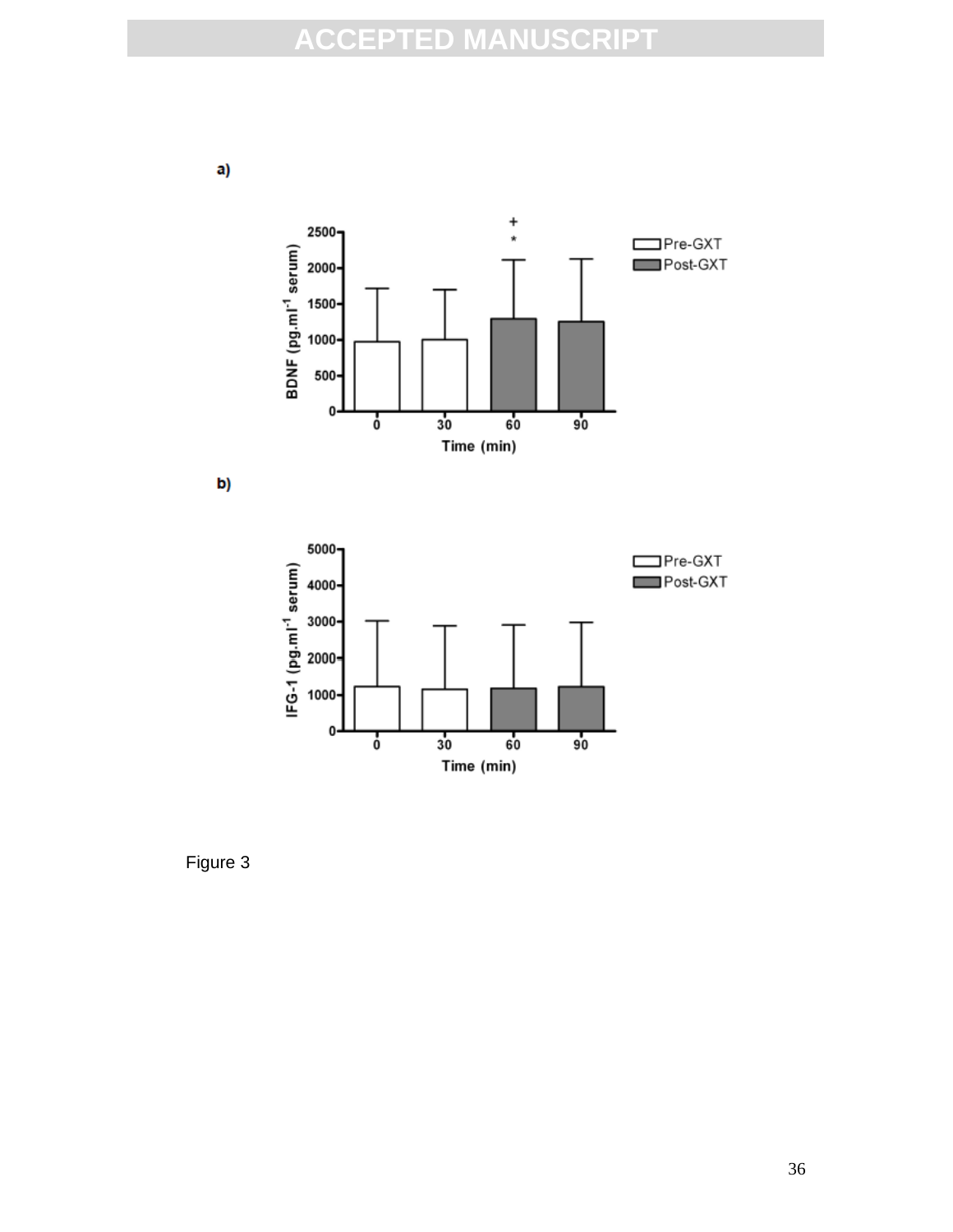a)

b)

Figure 3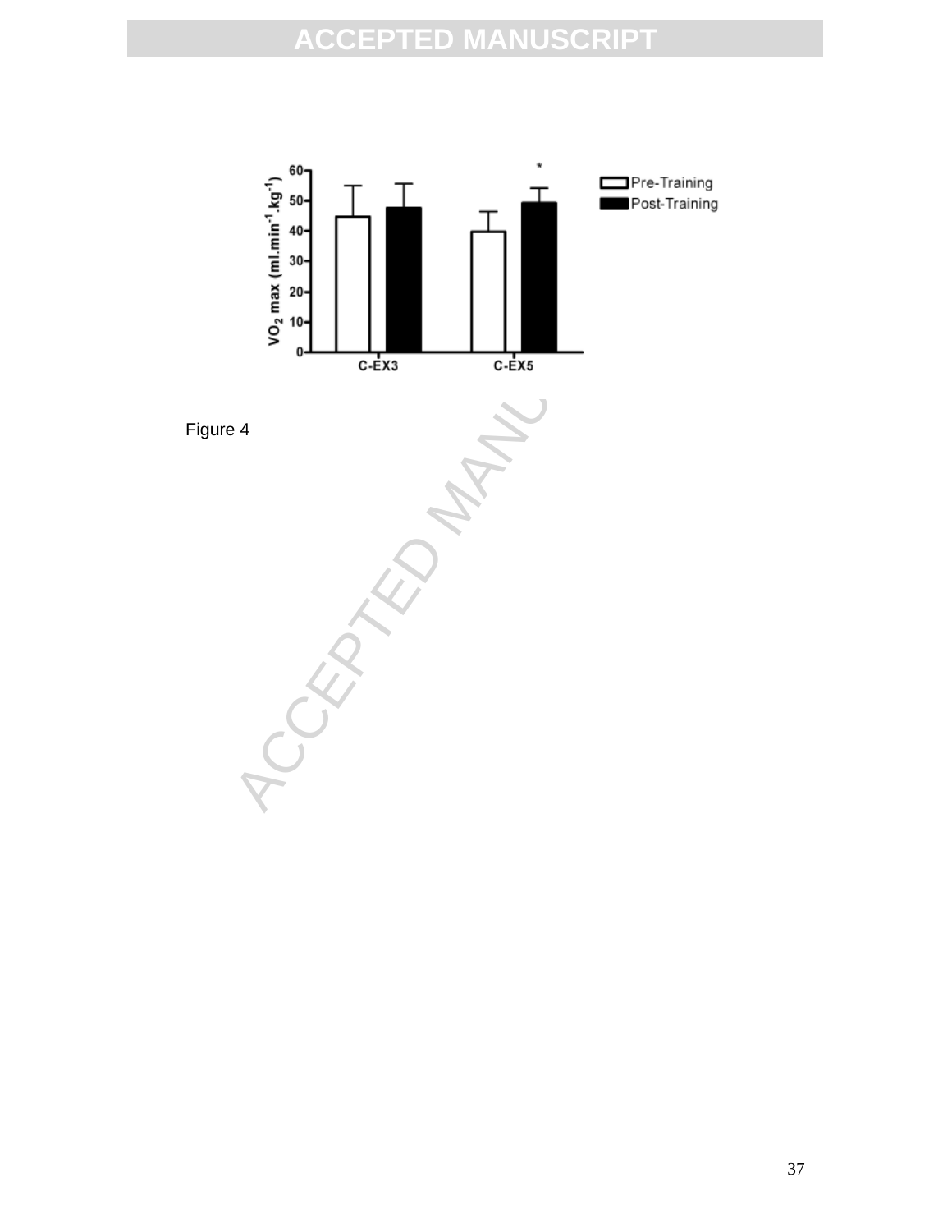Figure 4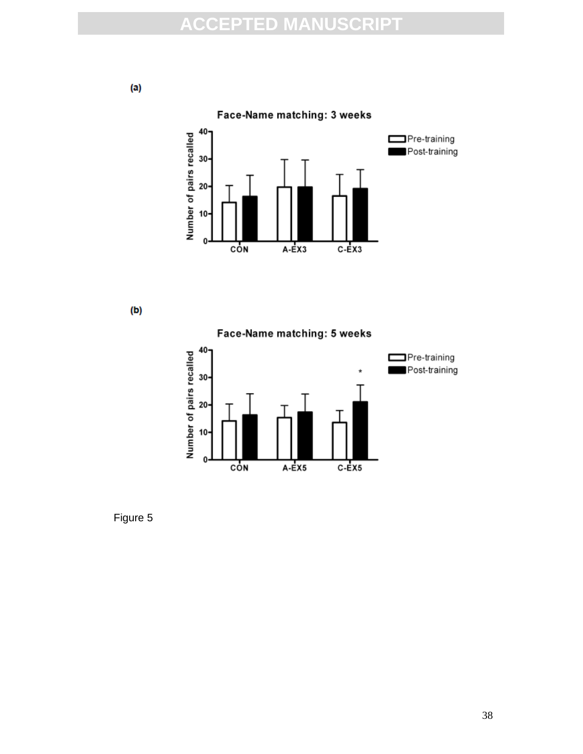(a)

Face-Name matching: 3 weeks

(b)

Face-Name matching: 5 weeks

Figure 5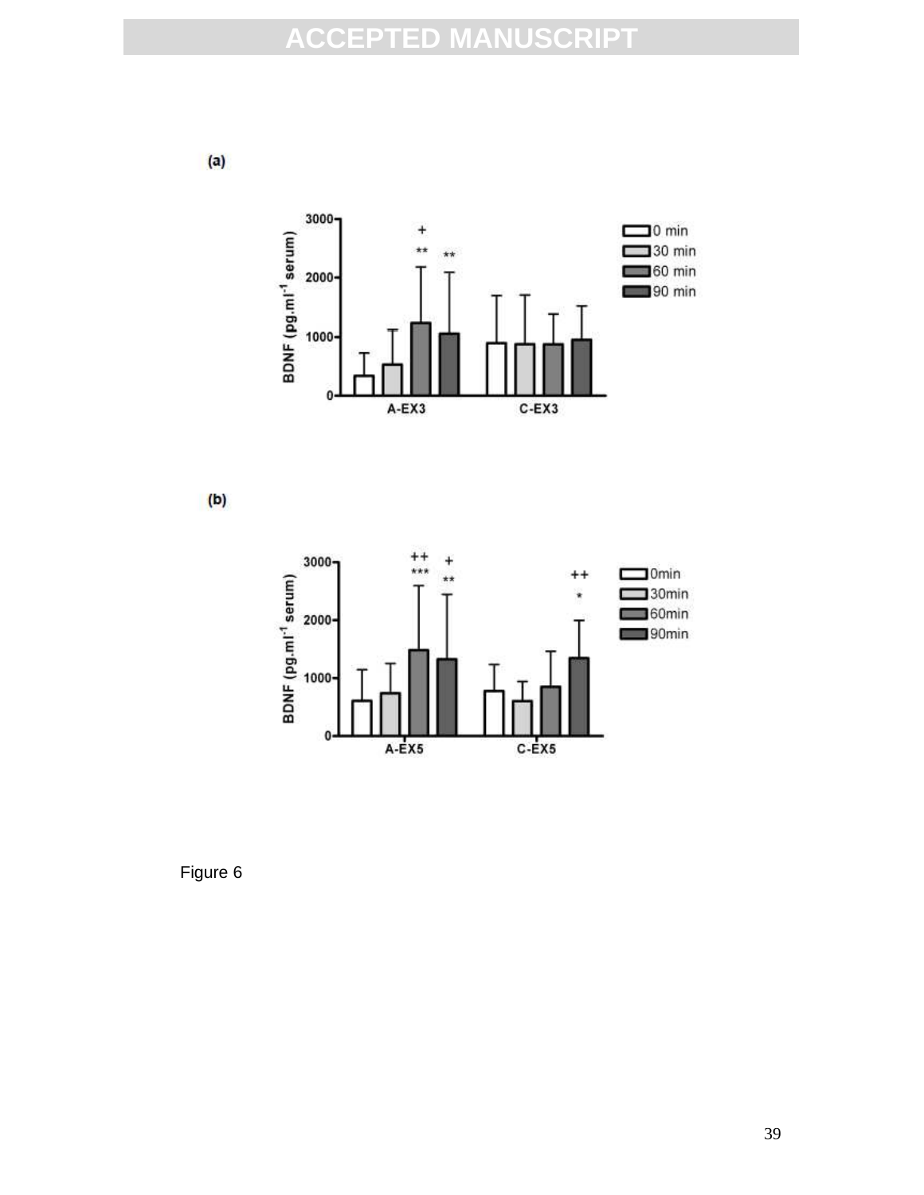(a)

(b)

Figure 6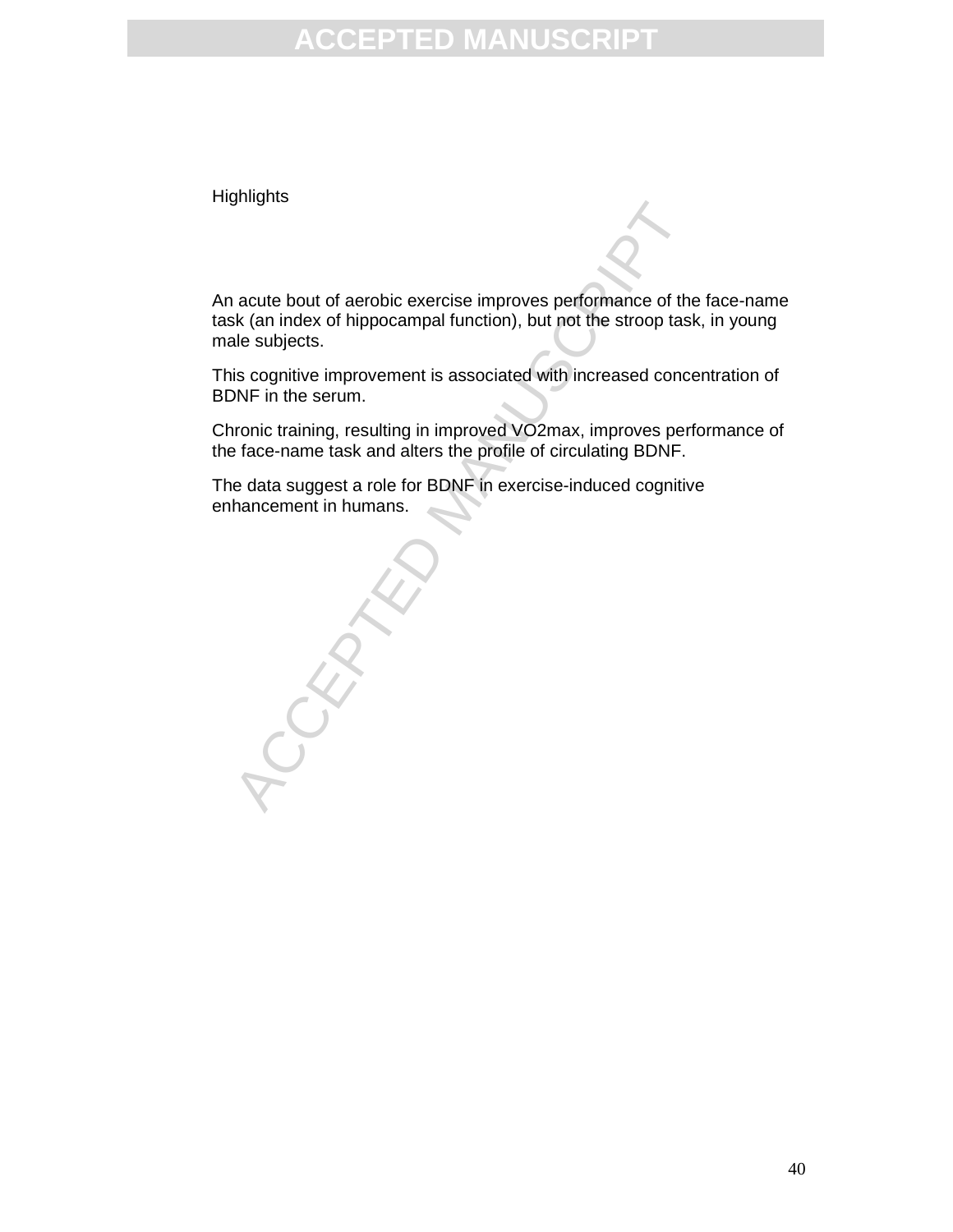Highlights

An acute bout of aerobic exercise improves performance of the face-name task (an index of hippocampal function), but not the stroop task, in young male subjects.

This cognitive improvement is associated with increased concentration of BDNF in the serum.

Chronic training, resulting in improved VO2max, improves performance of the face-name task and alters the profile of circulating BDNF.

The data suggest a role for BDNF in exercise-induced cognitive enhancement in humans.